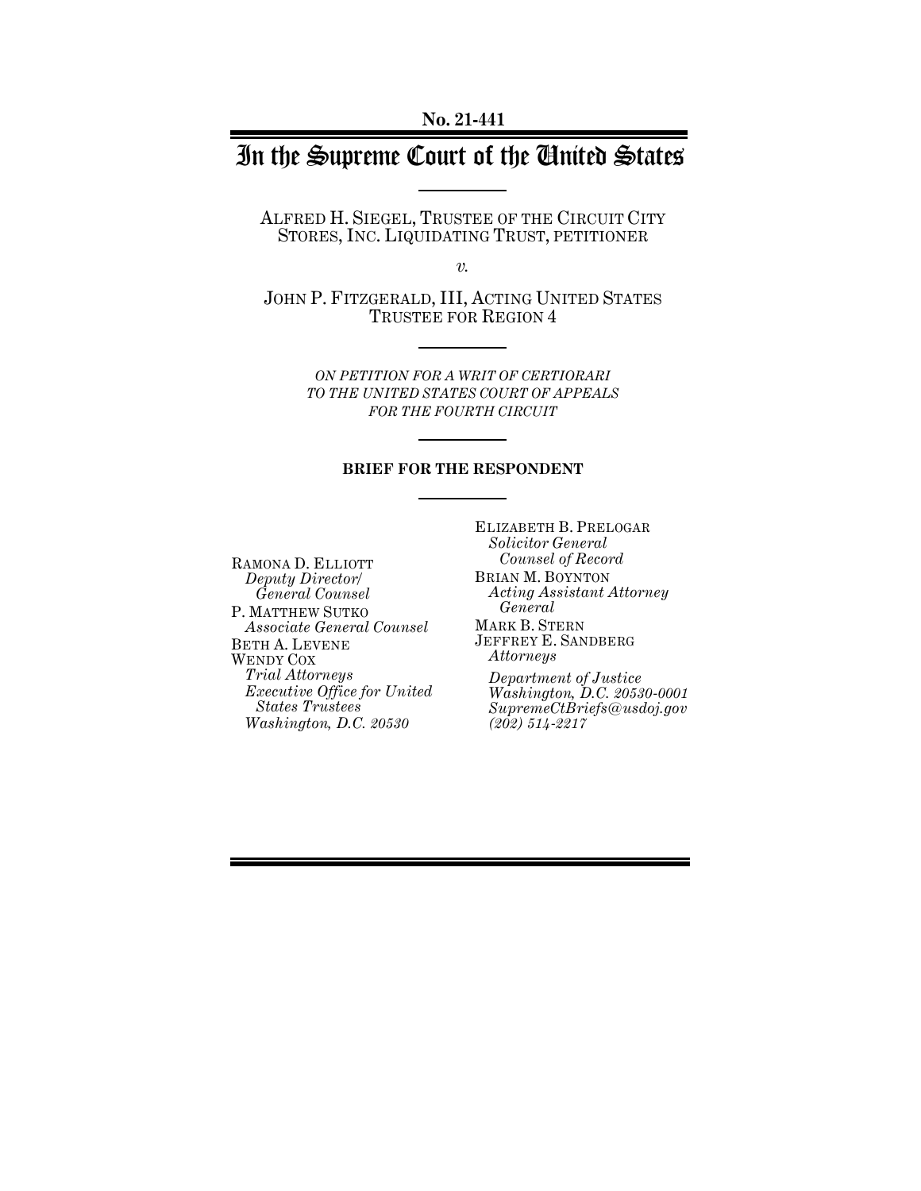**No. 21-441**

# In the Supreme Court of the United States

ALFRED H. SIEGEL, TRUSTEE OF THE CIRCUIT CITY STORES, INC. LIQUIDATING TRUST, PETITIONER

*v.*

JOHN P. FITZGERALD, III, ACTING UNITED STATES TRUSTEE FOR REGION 4

*ON PETITION FOR A WRIT OF CERTIORARI TO THE UNITED STATES COURT OF APPEALS FOR THE FOURTH CIRCUIT*

**BRIEF FOR THE RESPONDENT**

RAMONA D. ELLIOTT
*Deputy Director/ General Counsel*
P. MATTHEW SUTKO
*Associate General Counsel*
BETH A. LEVENE
WENDY COX
*Trial Attorneys*
*Executive Office for United States Trustees*
*Washington, D.C. 20530*

ELIZABETH B. PRELOGAR
*Solicitor General*
*Counsel of Record*
BRIAN M. BOYNTON
*Acting Assistant Attorney General*
MARK B. STERN
JEFFREY E. SANDBERG
*Attorneys*

*Department of Justice*
*Washington, D.C. 20530-0001*
*SupremeCtBriefs@usdoj.gov*
*(202) 514-2217*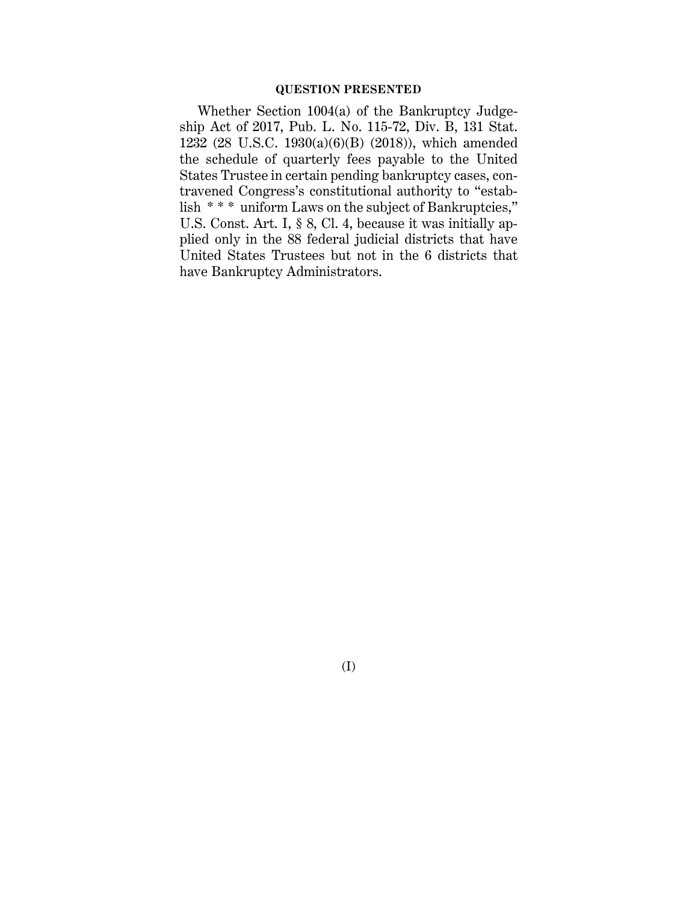## QUESTION PRESENTED

Whether Section 1004(a) of the Bankruptcy Judgeship Act of 2017, Pub. L. No. 115-72, Div. B, 131 Stat. 1232 (28 U.S.C. 1930(a)(6)(B) (2018)), which amended the schedule of quarterly fees payable to the United States Trustee in certain pending bankruptcy cases, contravened Congress's constitutional authority to "establish * * * uniform Laws on the subject of Bankruptcies," U.S. Const. Art. I, § 8, Cl. 4, because it was initially applied only in the 88 federal judicial districts that have United States Trustees but not in the 6 districts that have Bankruptcy Administrators.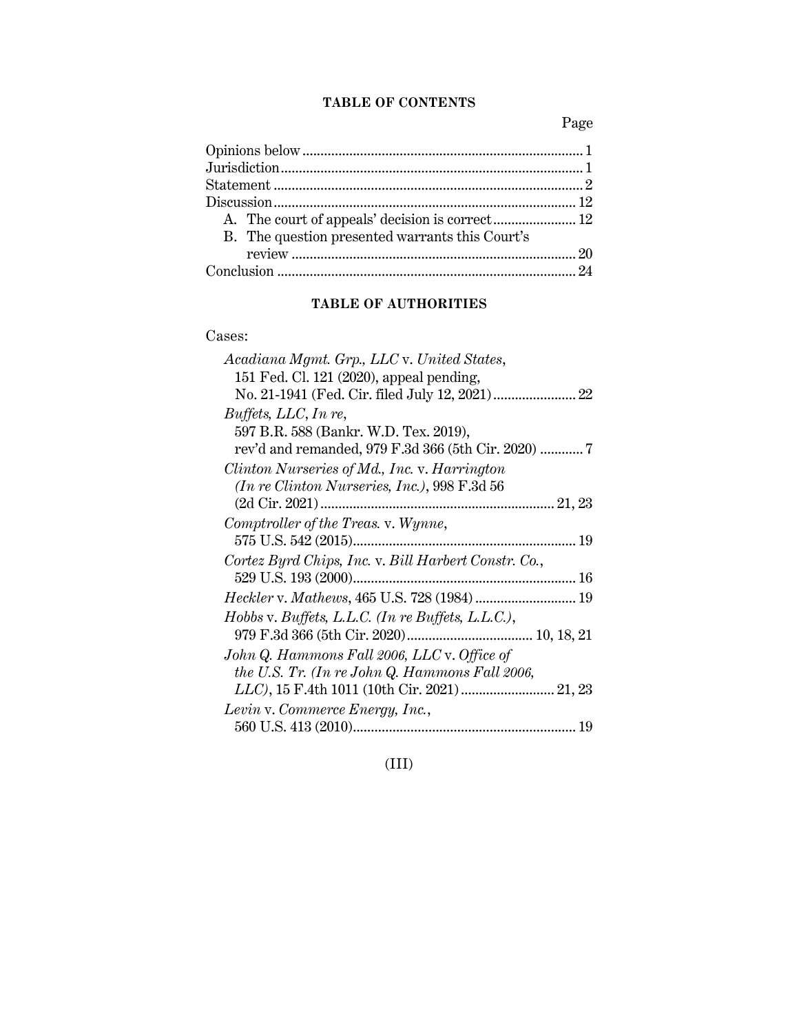## TABLE OF CONTENTS

Page

Opinions below ... 1
Jurisdiction ... 1
Statement ... 2
Discussion ... 12
- A. The court of appeals' decision is correct ... 12
- B. The question presented warrants this Court's review ... 20

Conclusion ... 24

## TABLE OF AUTHORITIES

Cases:

*Acadiana Mgmt. Grp., LLC* v. *United States*, 151 Fed. Cl. 121 (2020), appeal pending, No. 21-1941 (Fed. Cir. filed July 12, 2021) ... 22

*Buffets, LLC*, *In re*, 597 B.R. 588 (Bankr. W.D. Tex. 2019), rev'd and remanded, 979 F.3d 366 (5th Cir. 2020) ... 7

*Clinton Nurseries of Md., Inc.* v. *Harrington (In re Clinton Nurseries, Inc.)*, 998 F.3d 56 (2d Cir. 2021) ... 21, 23

*Comptroller of the Treas.* v. *Wynne*, 575 U.S. 542 (2015) ... 19

*Cortez Byrd Chips, Inc.* v. *Bill Harbert Constr. Co.*, 529 U.S. 193 (2000) ... 16

*Heckler* v. *Mathews*, 465 U.S. 728 (1984) ... 19

*Hobbs* v. *Buffets, L.L.C. (In re Buffets, L.L.C.)*, 979 F.3d 366 (5th Cir. 2020) ... 10, 18, 21

*John Q. Hammons Fall 2006, LLC* v. *Office of the U.S. Tr. (In re John Q. Hammons Fall 2006, LLC)*, 15 F.4th 1011 (10th Cir. 2021) ... 21, 23

*Levin* v. *Commerce Energy, Inc.*, 560 U.S. 413 (2010) ... 19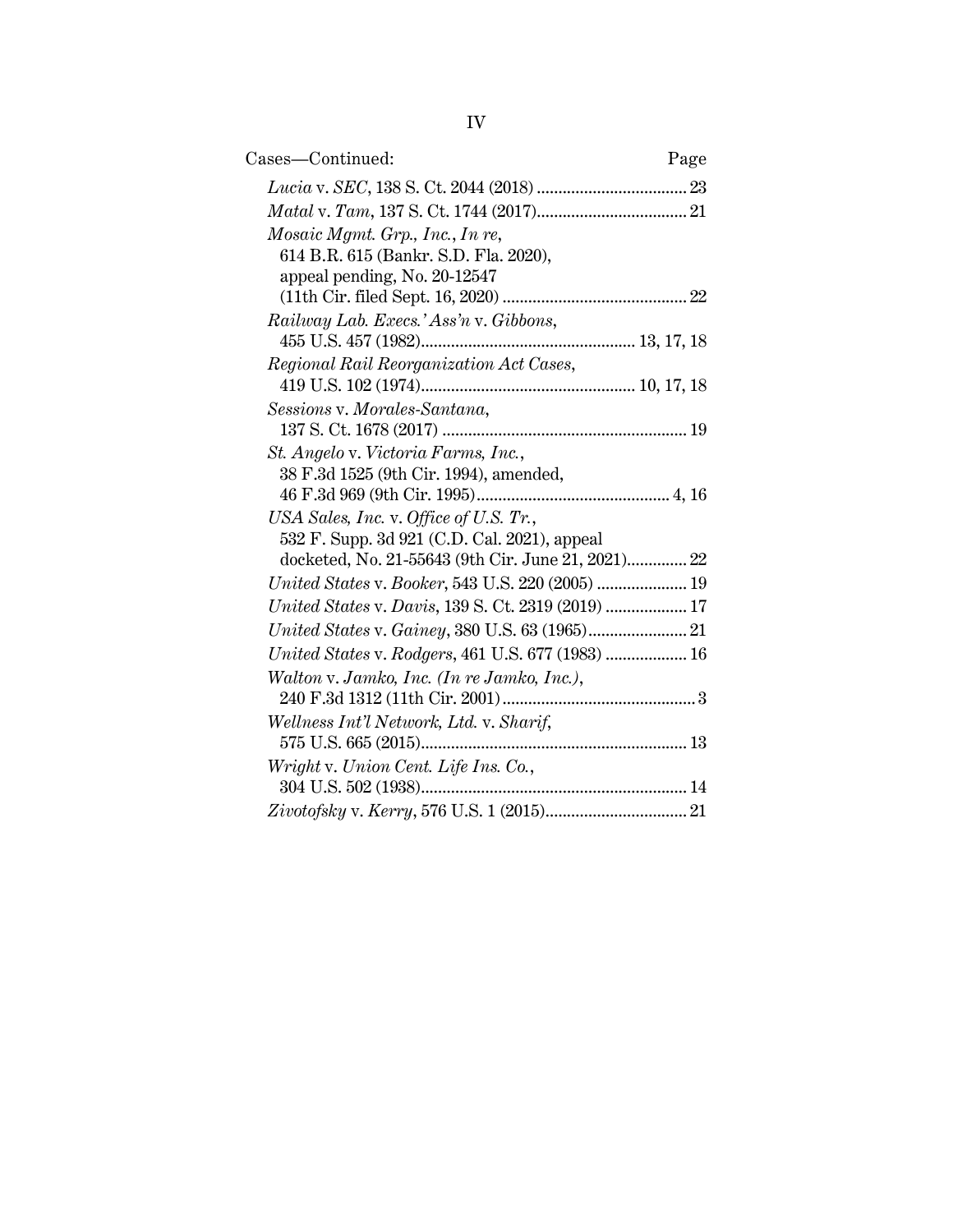Cases—Continued: Page

*Lucia* v. *SEC*, 138 S. Ct. 2044 (2018) .................................. 23

*Matal* v. *Tam*, 137 S. Ct. 1744 (2017).................................. 21

*Mosaic Mgmt. Grp., Inc.*, *In re*, 614 B.R. 615 (Bankr. S.D. Fla. 2020), appeal pending, No. 20-12547 (11th Cir. filed Sept. 16, 2020) .......................................... 22

*Railway Lab. Execs.' Ass'n* v. *Gibbons*, 455 U.S. 457 (1982)................................................. 13, 17, 18

*Regional Rail Reorganization Act Cases*, 419 U.S. 102 (1974)................................................. 10, 17, 18

*Sessions* v. *Morales-Santana*, 137 S. Ct. 1678 (2017) ........................................................ 19

*St. Angelo* v. *Victoria Farms, Inc.*, 38 F.3d 1525 (9th Cir. 1994), amended, 46 F.3d 969 (9th Cir. 1995)............................................ 4, 16

*USA Sales, Inc.* v. *Office of U.S. Tr.*, 532 F. Supp. 3d 921 (C.D. Cal. 2021), appeal docketed, No. 21-55643 (9th Cir. June 21, 2021)............. 22

*United States* v. *Booker*, 543 U.S. 220 (2005) ..................... 19

*United States* v. *Davis*, 139 S. Ct. 2319 (2019) ................... 17

*United States* v. *Gainey*, 380 U.S. 63 (1965)....................... 21

*United States* v. *Rodgers*, 461 U.S. 677 (1983) ................... 16

*Walton* v. *Jamko, Inc. (In re Jamko, Inc.)*, 240 F.3d 1312 (11th Cir. 2001)............................................ 3

*Wellness Int'l Network, Ltd.* v. *Sharif*, 575 U.S. 665 (2015)............................................................. 13

*Wright* v. *Union Cent. Life Ins. Co.*, 304 U.S. 502 (1938)............................................................. 14

*Zivotofsky* v. *Kerry*, 576 U.S. 1 (2015)................................ 21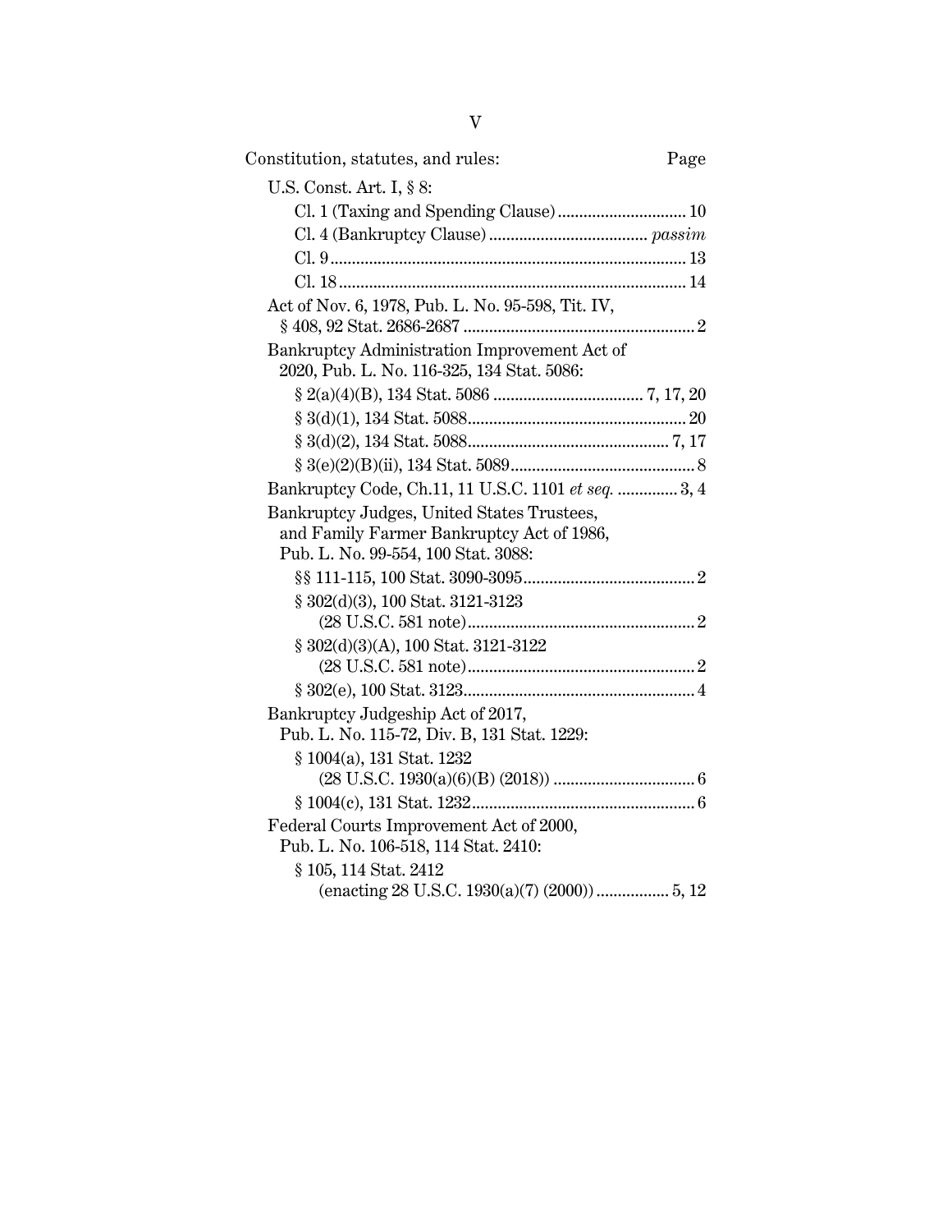Constitution, statutes, and rules: Page

U.S. Const. Art. I, § 8:

- Cl. 1 (Taxing and Spending Clause) .......... 10
- Cl. 4 (Bankruptcy Clause) .......... *passim*
- Cl. 9 .......... 13
- Cl. 18 .......... 14

Act of Nov. 6, 1978, Pub. L. No. 95-598, Tit. IV, § 408, 92 Stat. 2686-2687 .......... 2

Bankruptcy Administration Improvement Act of 2020, Pub. L. No. 116-325, 134 Stat. 5086:

- § 2(a)(4)(B), 134 Stat. 5086 .......... 7, 17, 20
- § 3(d)(1), 134 Stat. 5088 .......... 20
- § 3(d)(2), 134 Stat. 5088 .......... 7, 17
- § 3(e)(2)(B)(ii), 134 Stat. 5089 .......... 8

Bankruptcy Code, Ch.11, 11 U.S.C. 1101 *et seq.* .......... 3, 4

Bankruptcy Judges, United States Trustees, and Family Farmer Bankruptcy Act of 1986, Pub. L. No. 99-554, 100 Stat. 3088:

- §§ 111-115, 100 Stat. 3090-3095 .......... 2
- § 302(d)(3), 100 Stat. 3121-3123 (28 U.S.C. 581 note) .......... 2
- § 302(d)(3)(A), 100 Stat. 3121-3122 (28 U.S.C. 581 note) .......... 2
- § 302(e), 100 Stat. 3123 .......... 4

Bankruptcy Judgeship Act of 2017, Pub. L. No. 115-72, Div. B, 131 Stat. 1229:

- § 1004(a), 131 Stat. 1232 (28 U.S.C. 1930(a)(6)(B) (2018)) .......... 6
- § 1004(c), 131 Stat. 1232 .......... 6

Federal Courts Improvement Act of 2000, Pub. L. No. 106-518, 114 Stat. 2410:

- § 105, 114 Stat. 2412 (enacting 28 U.S.C. 1930(a)(7) (2000)) .......... 5, 12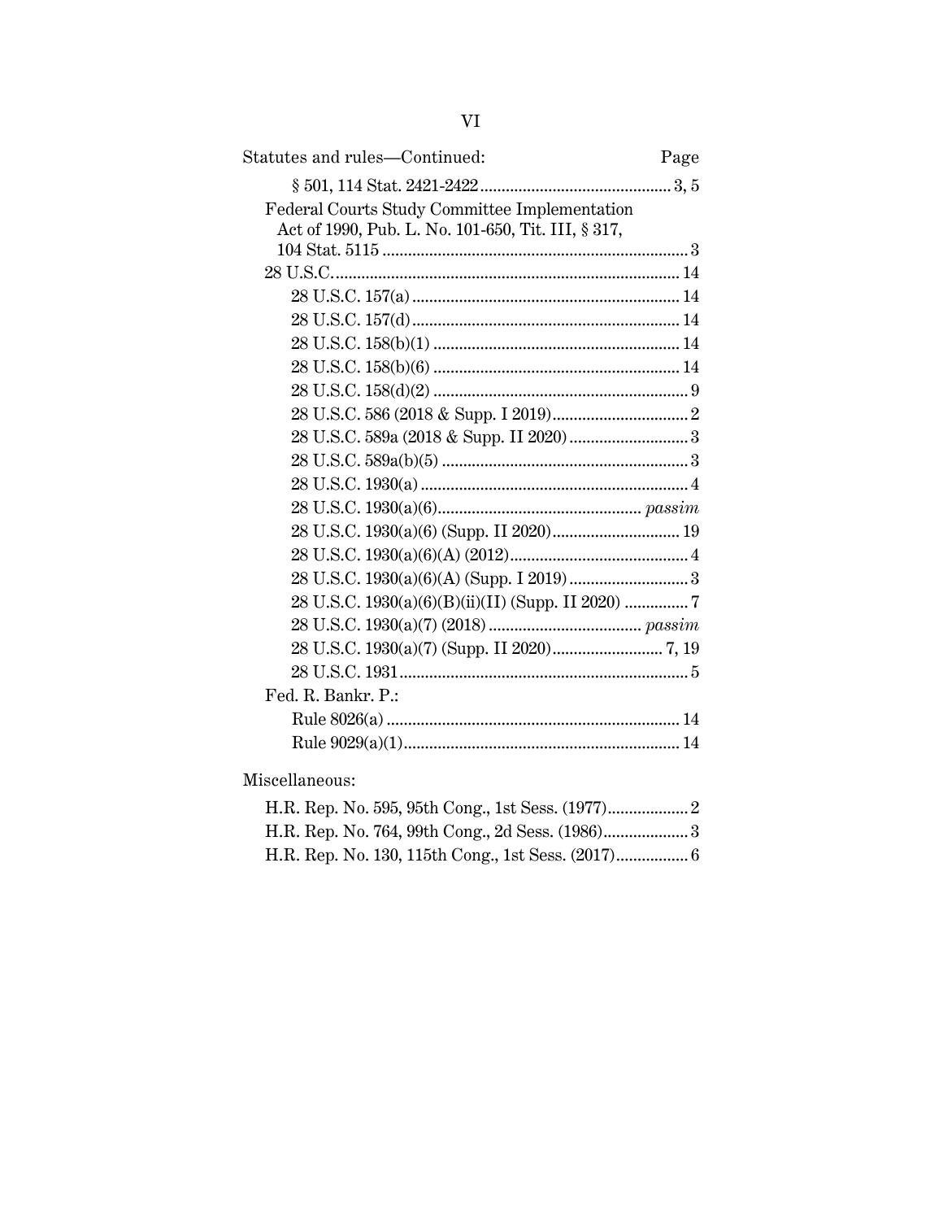Statutes and rules—Continued: Page

§ 501, 114 Stat. 2421-2422 ............................................ 3, 5

Federal Courts Study Committee Implementation Act of 1990, Pub. L. No. 101-650, Tit. III, § 317, 104 Stat. 5115 ........................................................................ 3

28 U.S.C. ................................................................................. 14

- 28 U.S.C. 157(a) ............................................................... 14
- 28 U.S.C. 157(d) ............................................................... 14
- 28 U.S.C. 158(b)(1) .......................................................... 14
- 28 U.S.C. 158(b)(6) .......................................................... 14
- 28 U.S.C. 158(d)(2) ............................................................ 9
- 28 U.S.C. 586 (2018 & Supp. I 2019) ................................ 2
- 28 U.S.C. 589a (2018 & Supp. II 2020) ............................ 3
- 28 U.S.C. 589a(b)(5) .......................................................... 3
- 28 U.S.C. 1930(a) ............................................................... 4
- 28 U.S.C. 1930(a)(6) ................................................ *passim*
- 28 U.S.C. 1930(a)(6) (Supp. II 2020) .............................. 19
- 28 U.S.C. 1930(a)(6)(A) (2012) .......................................... 4
- 28 U.S.C. 1930(a)(6)(A) (Supp. I 2019) ............................ 3
- 28 U.S.C. 1930(a)(6)(B)(ii)(II) (Supp. II 2020) ............... 7
- 28 U.S.C. 1930(a)(7) (2018) .................................... *passim*
- 28 U.S.C. 1930(a)(7) (Supp. II 2020) .......................... 7, 19
- 28 U.S.C. 1931 .................................................................... 5

Fed. R. Bankr. P.:

- Rule 8026(a) ..................................................................... 14
- Rule 9029(a)(1) ................................................................. 14

Miscellaneous:

- H.R. Rep. No. 595, 95th Cong., 1st Sess. (1977) ................... 2
- H.R. Rep. No. 764, 99th Cong., 2d Sess. (1986) .................... 3
- H.R. Rep. No. 130, 115th Cong., 1st Sess. (2017) ................. 6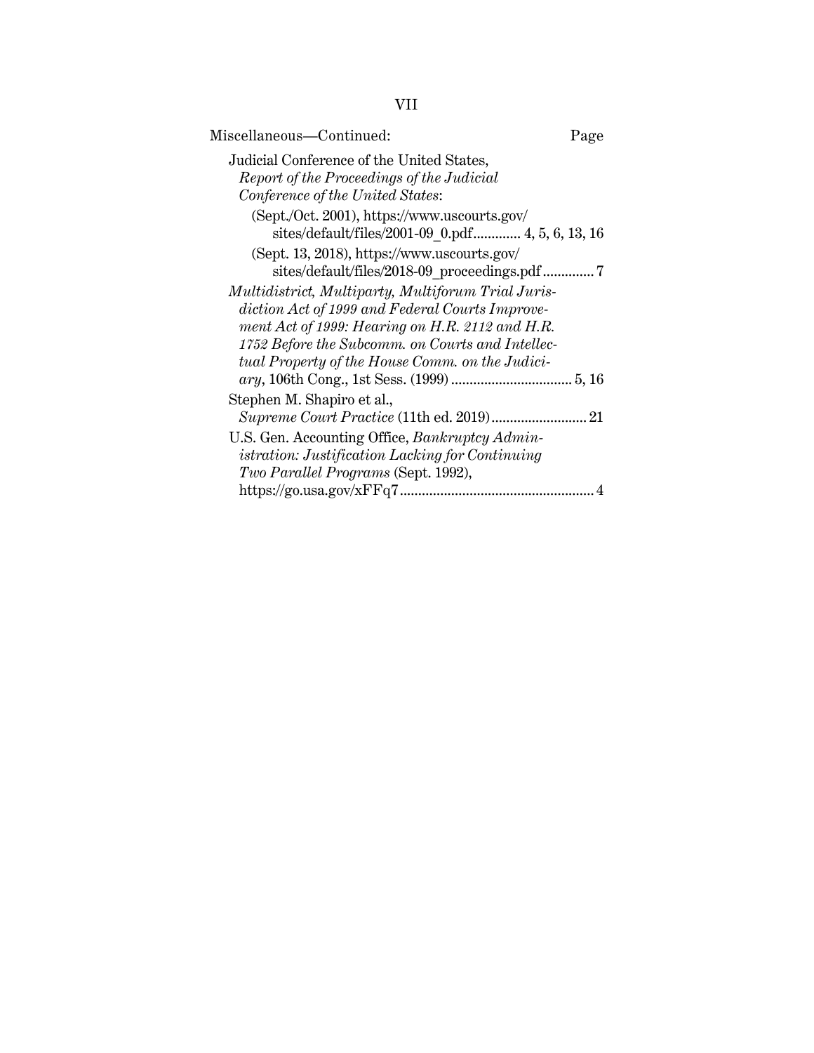Miscellaneous—Continued: Page

Judicial Conference of the United States, *Report of the Proceedings of the Judicial Conference of the United States*:

(Sept./Oct. 2001), https://www.uscourts.gov/sites/default/files/2001-09_0.pdf............ 4, 5, 6, 13, 16

(Sept. 13, 2018), https://www.uscourts.gov/sites/default/files/2018-09_proceedings.pdf............. 7

*Multidistrict, Multiparty, Multiforum Trial Jurisdiction Act of 1999 and Federal Courts Improvement Act of 1999: Hearing on H.R. 2112 and H.R. 1752 Before the Subcomm. on Courts and Intellectual Property of the House Comm. on the Judiciary*, 106th Cong., 1st Sess. (1999) ................................ 5, 16

Stephen M. Shapiro et al., *Supreme Court Practice* (11th ed. 2019).......................... 21

U.S. Gen. Accounting Office, *Bankruptcy Administration: Justification Lacking for Continuing Two Parallel Programs* (Sept. 1992), https://go.usa.gov/xFFq7.................................................... 4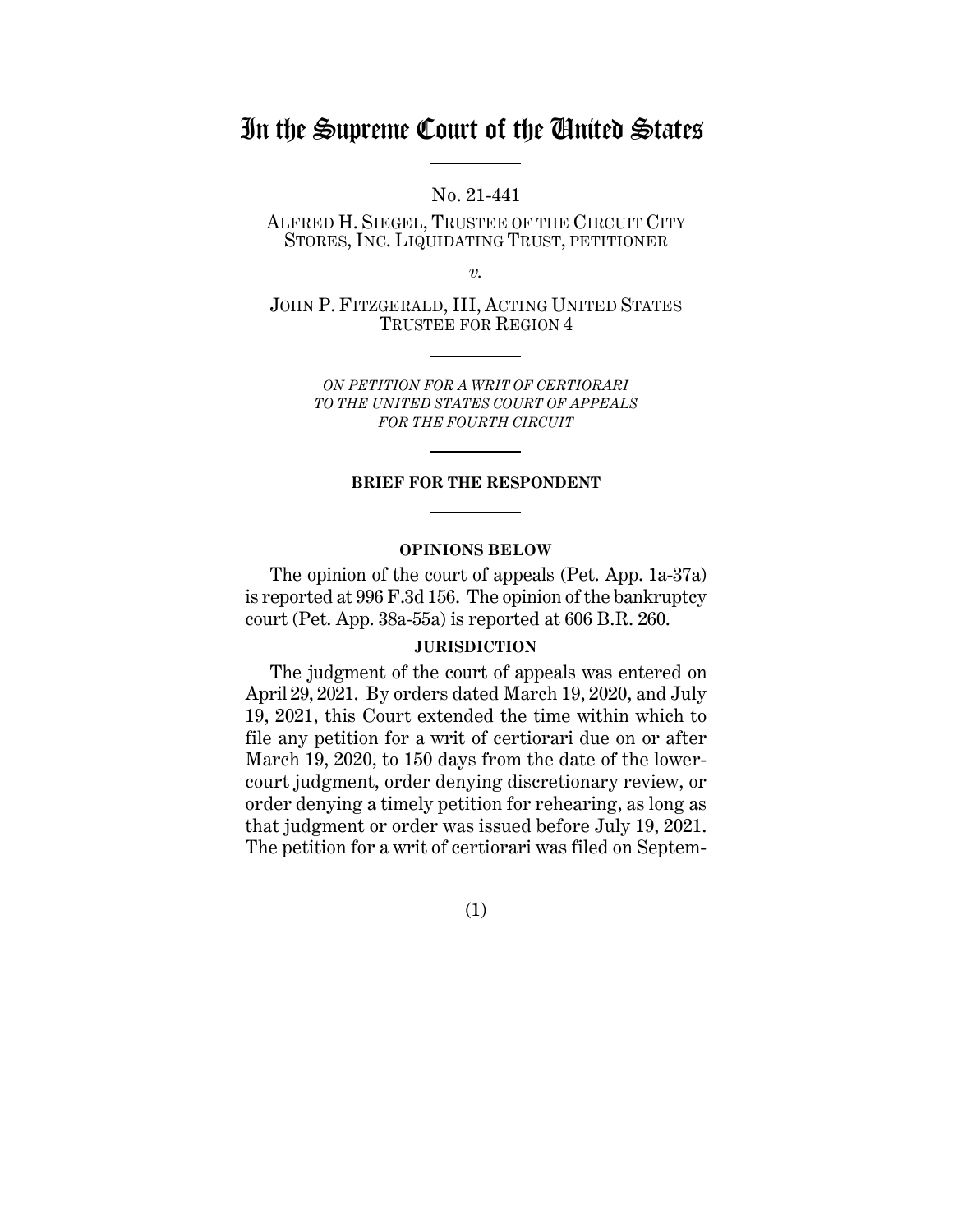# In the Supreme Court of the United States

No. 21-441

ALFRED H. SIEGEL, TRUSTEE OF THE CIRCUIT CITY STORES, INC. LIQUIDATING TRUST, PETITIONER

*v.*

JOHN P. FITZGERALD, III, ACTING UNITED STATES TRUSTEE FOR REGION 4

*ON PETITION FOR A WRIT OF CERTIORARI TO THE UNITED STATES COURT OF APPEALS FOR THE FOURTH CIRCUIT*

**BRIEF FOR THE RESPONDENT**

**OPINIONS BELOW**

The opinion of the court of appeals (Pet. App. 1a-37a) is reported at 996 F.3d 156. The opinion of the bankruptcy court (Pet. App. 38a-55a) is reported at 606 B.R. 260.

**JURISDICTION**

The judgment of the court of appeals was entered on April 29, 2021. By orders dated March 19, 2020, and July 19, 2021, this Court extended the time within which to file any petition for a writ of certiorari due on or after March 19, 2020, to 150 days from the date of the lower-court judgment, order denying discretionary review, or order denying a timely petition for rehearing, as long as that judgment or order was issued before July 19, 2021. The petition for a writ of certiorari was filed on Septem-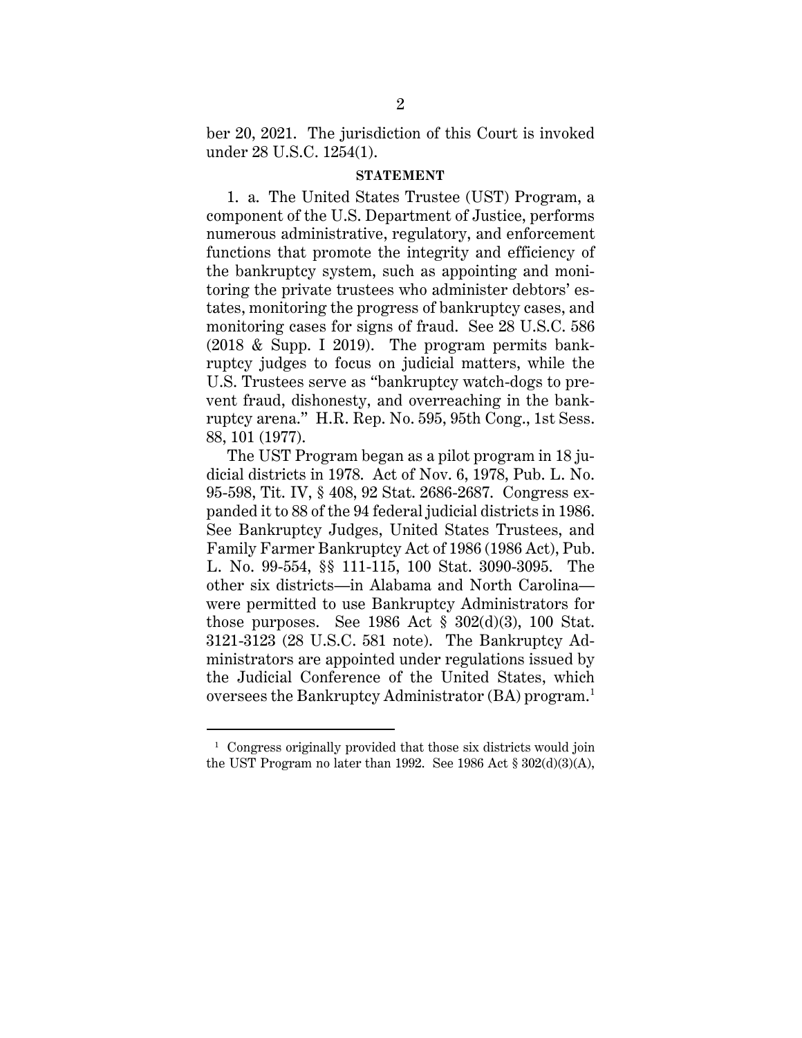ber 20, 2021. The jurisdiction of this Court is invoked under 28 U.S.C. 1254(1).

**STATEMENT**

1. a. The United States Trustee (UST) Program, a component of the U.S. Department of Justice, performs numerous administrative, regulatory, and enforcement functions that promote the integrity and efficiency of the bankruptcy system, such as appointing and monitoring the private trustees who administer debtors' estates, monitoring the progress of bankruptcy cases, and monitoring cases for signs of fraud. See 28 U.S.C. 586 (2018 & Supp. I 2019). The program permits bankruptcy judges to focus on judicial matters, while the U.S. Trustees serve as "bankruptcy watch-dogs to prevent fraud, dishonesty, and overreaching in the bankruptcy arena." H.R. Rep. No. 595, 95th Cong., 1st Sess. 88, 101 (1977).

The UST Program began as a pilot program in 18 judicial districts in 1978. Act of Nov. 6, 1978, Pub. L. No. 95-598, Tit. IV, § 408, 92 Stat. 2686-2687. Congress expanded it to 88 of the 94 federal judicial districts in 1986. See Bankruptcy Judges, United States Trustees, and Family Farmer Bankruptcy Act of 1986 (1986 Act), Pub. L. No. 99-554, §§ 111-115, 100 Stat. 3090-3095. The other six districts—in Alabama and North Carolina—were permitted to use Bankruptcy Administrators for those purposes. See 1986 Act § 302(d)(3), 100 Stat. 3121-3123 (28 U.S.C. 581 note). The Bankruptcy Administrators are appointed under regulations issued by the Judicial Conference of the United States, which oversees the Bankruptcy Administrator (BA) program.[1]

[1] Congress originally provided that those six districts would join the UST Program no later than 1992. See 1986 Act § 302(d)(3)(A),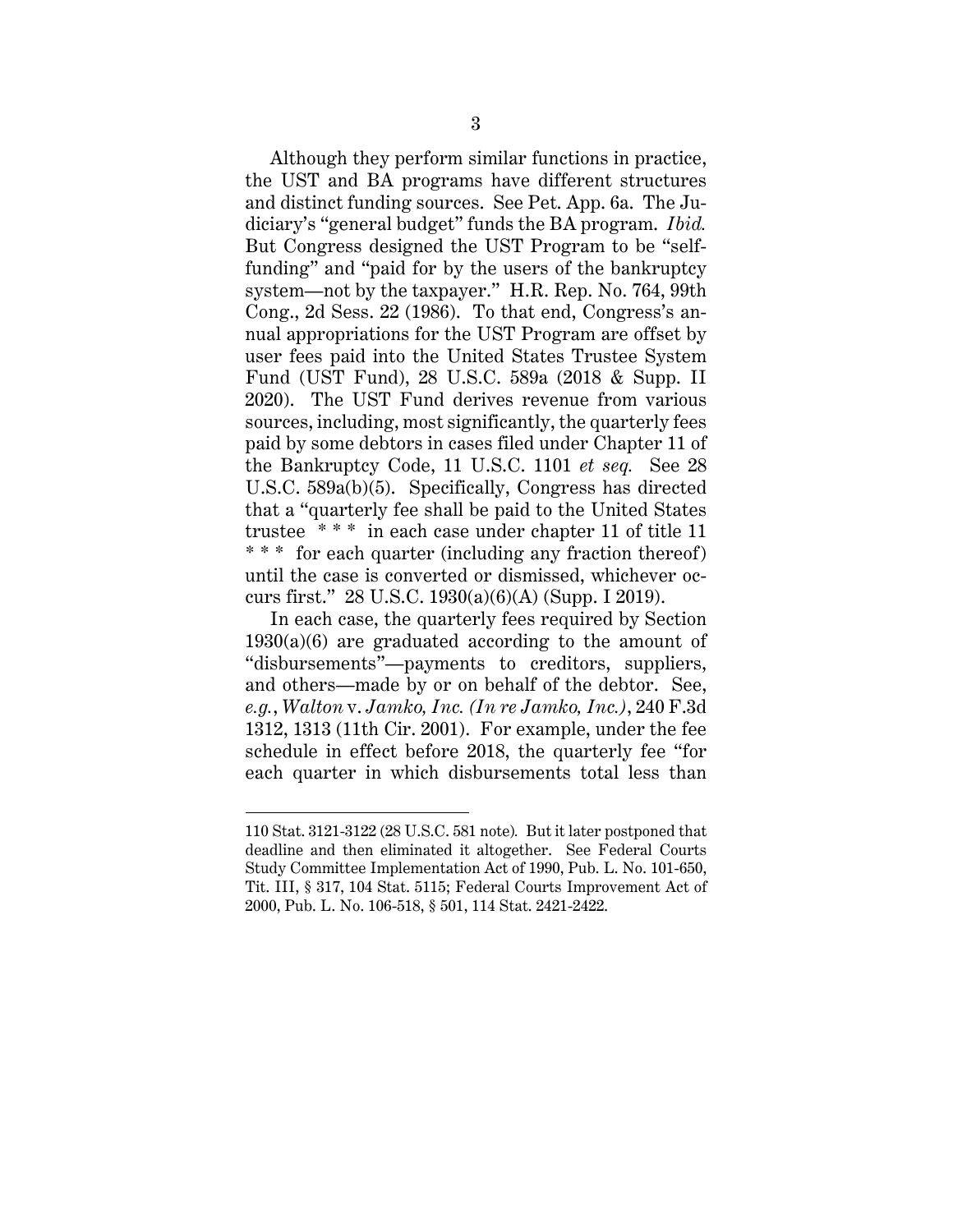Although they perform similar functions in practice, the UST and BA programs have different structures and distinct funding sources. See Pet. App. 6a. The Judiciary's "general budget" funds the BA program. *Ibid.* But Congress designed the UST Program to be "self-funding" and "paid for by the users of the bankruptcy system—not by the taxpayer." H.R. Rep. No. 764, 99th Cong., 2d Sess. 22 (1986). To that end, Congress's annual appropriations for the UST Program are offset by user fees paid into the United States Trustee System Fund (UST Fund), 28 U.S.C. 589a (2018 & Supp. II 2020). The UST Fund derives revenue from various sources, including, most significantly, the quarterly fees paid by some debtors in cases filed under Chapter 11 of the Bankruptcy Code, 11 U.S.C. 1101 *et seq.* See 28 U.S.C. 589a(b)(5). Specifically, Congress has directed that a "quarterly fee shall be paid to the United States trustee * * * in each case under chapter 11 of title 11 * * * for each quarter (including any fraction thereof) until the case is converted or dismissed, whichever occurs first." 28 U.S.C. 1930(a)(6)(A) (Supp. I 2019).

In each case, the quarterly fees required by Section 1930(a)(6) are graduated according to the amount of "disbursements"—payments to creditors, suppliers, and others—made by or on behalf of the debtor. See, *e.g.*, *Walton* v. *Jamko, Inc. (In re Jamko, Inc.)*, 240 F.3d 1312, 1313 (11th Cir. 2001). For example, under the fee schedule in effect before 2018, the quarterly fee "for each quarter in which disbursements total less than

---

110 Stat. 3121-3122 (28 U.S.C. 581 note). But it later postponed that deadline and then eliminated it altogether. See Federal Courts Study Committee Implementation Act of 1990, Pub. L. No. 101-650, Tit. III, § 317, 104 Stat. 5115; Federal Courts Improvement Act of 2000, Pub. L. No. 106-518, § 501, 114 Stat. 2421-2422.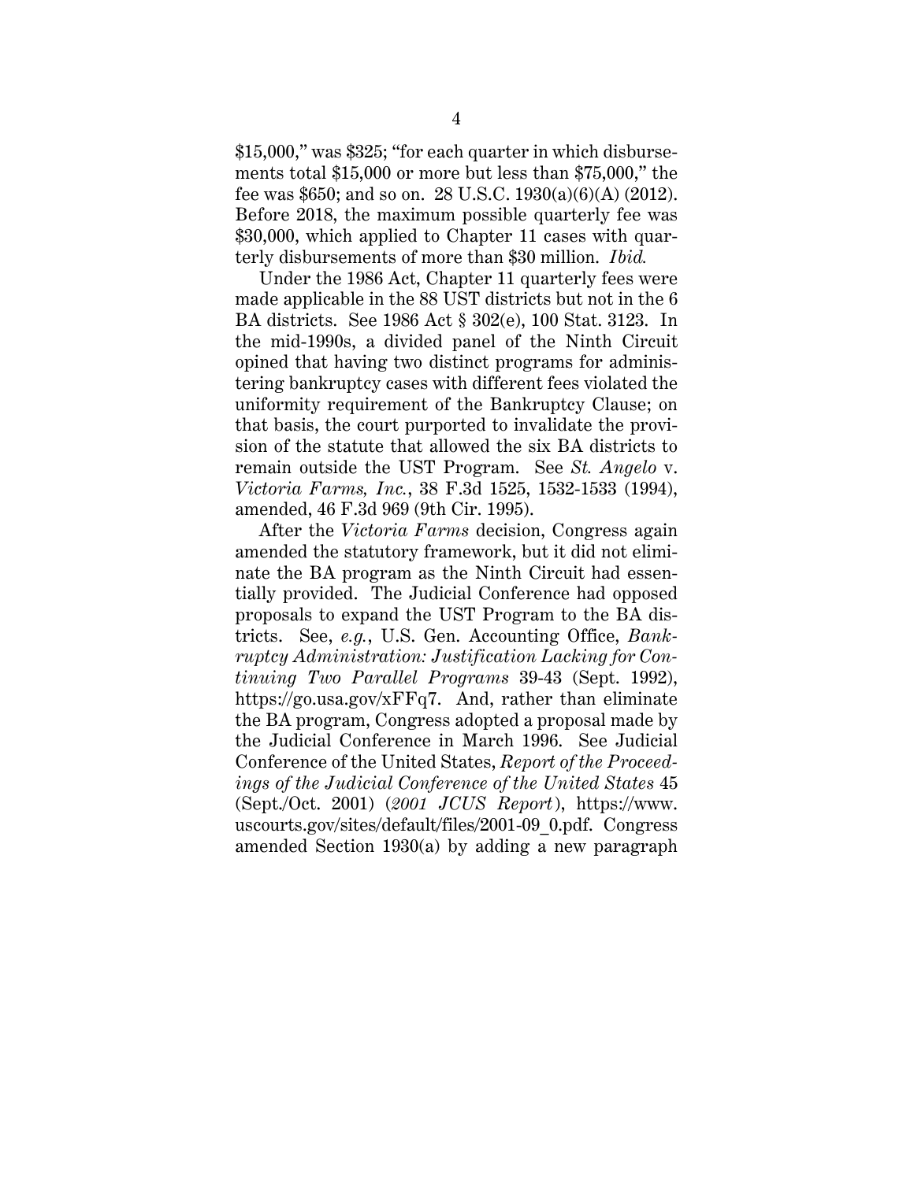$15,000," was $325; "for each quarter in which disbursements total $15,000 or more but less than $75,000," the fee was $650; and so on. 28 U.S.C. 1930(a)(6)(A) (2012). Before 2018, the maximum possible quarterly fee was $30,000, which applied to Chapter 11 cases with quarterly disbursements of more than $30 million. *Ibid.*

Under the 1986 Act, Chapter 11 quarterly fees were made applicable in the 88 UST districts but not in the 6 BA districts. See 1986 Act § 302(e), 100 Stat. 3123. In the mid-1990s, a divided panel of the Ninth Circuit opined that having two distinct programs for administering bankruptcy cases with different fees violated the uniformity requirement of the Bankruptcy Clause; on that basis, the court purported to invalidate the provision of the statute that allowed the six BA districts to remain outside the UST Program. See *St. Angelo* v. *Victoria Farms, Inc.*, 38 F.3d 1525, 1532-1533 (1994), amended, 46 F.3d 969 (9th Cir. 1995).

After the *Victoria Farms* decision, Congress again amended the statutory framework, but it did not eliminate the BA program as the Ninth Circuit had essentially provided. The Judicial Conference had opposed proposals to expand the UST Program to the BA districts. See, *e.g.*, U.S. Gen. Accounting Office, *Bankruptcy Administration: Justification Lacking for Continuing Two Parallel Programs* 39-43 (Sept. 1992), https://go.usa.gov/xFFq7. And, rather than eliminate the BA program, Congress adopted a proposal made by the Judicial Conference in March 1996. See Judicial Conference of the United States, *Report of the Proceedings of the Judicial Conference of the United States* 45 (Sept./Oct. 2001) (*2001 JCUS Report*), https://www.uscourts.gov/sites/default/files/2001-09_0.pdf. Congress amended Section 1930(a) by adding a new paragraph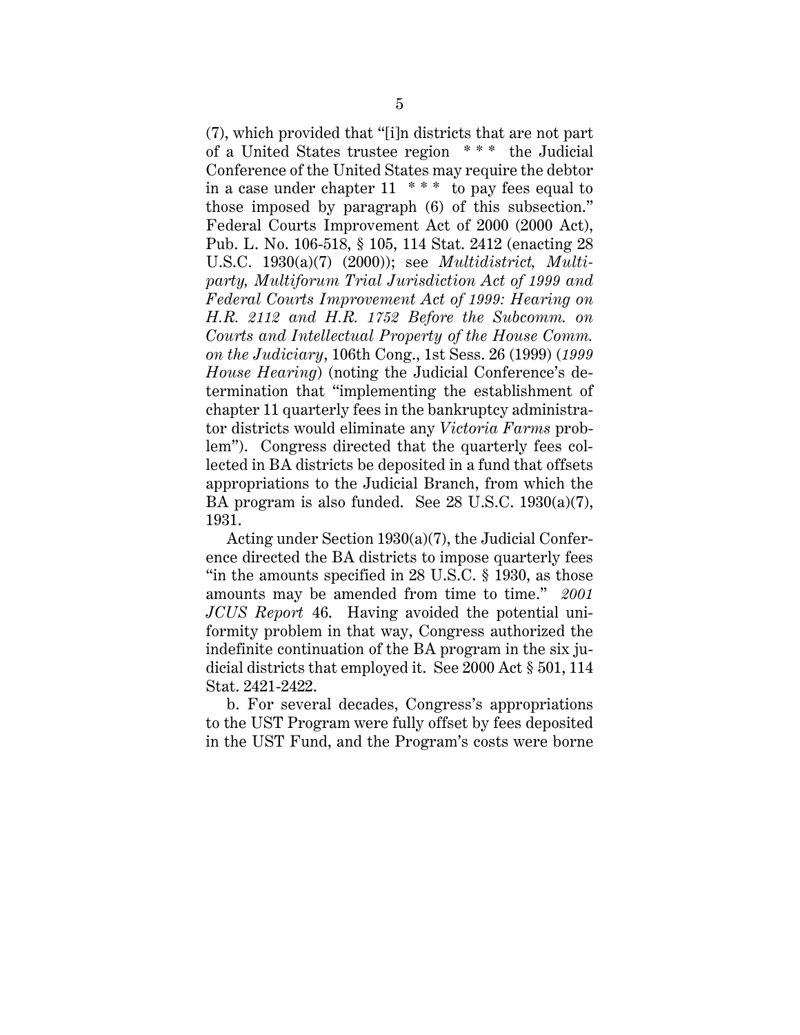(7), which provided that "[i]n districts that are not part of a United States trustee region * * * the Judicial Conference of the United States may require the debtor in a case under chapter 11 * * * to pay fees equal to those imposed by paragraph (6) of this subsection." Federal Courts Improvement Act of 2000 (2000 Act), Pub. L. No. 106-518, § 105, 114 Stat. 2412 (enacting 28 U.S.C. 1930(a)(7) (2000)); see *Multidistrict, Multiparty, Multiforum Trial Jurisdiction Act of 1999 and Federal Courts Improvement Act of 1999: Hearing on H.R. 2112 and H.R. 1752 Before the Subcomm. on Courts and Intellectual Property of the House Comm. on the Judiciary*, 106th Cong., 1st Sess. 26 (1999) (*1999 House Hearing*) (noting the Judicial Conference's determination that "implementing the establishment of chapter 11 quarterly fees in the bankruptcy administrator districts would eliminate any *Victoria Farms* problem"). Congress directed that the quarterly fees collected in BA districts be deposited in a fund that offsets appropriations to the Judicial Branch, from which the BA program is also funded. See 28 U.S.C. 1930(a)(7), 1931.

Acting under Section 1930(a)(7), the Judicial Conference directed the BA districts to impose quarterly fees "in the amounts specified in 28 U.S.C. § 1930, as those amounts may be amended from time to time." *2001 JCUS Report* 46. Having avoided the potential uniformity problem in that way, Congress authorized the indefinite continuation of the BA program in the six judicial districts that employed it. See 2000 Act § 501, 114 Stat. 2421-2422.

b. For several decades, Congress's appropriations to the UST Program were fully offset by fees deposited in the UST Fund, and the Program's costs were borne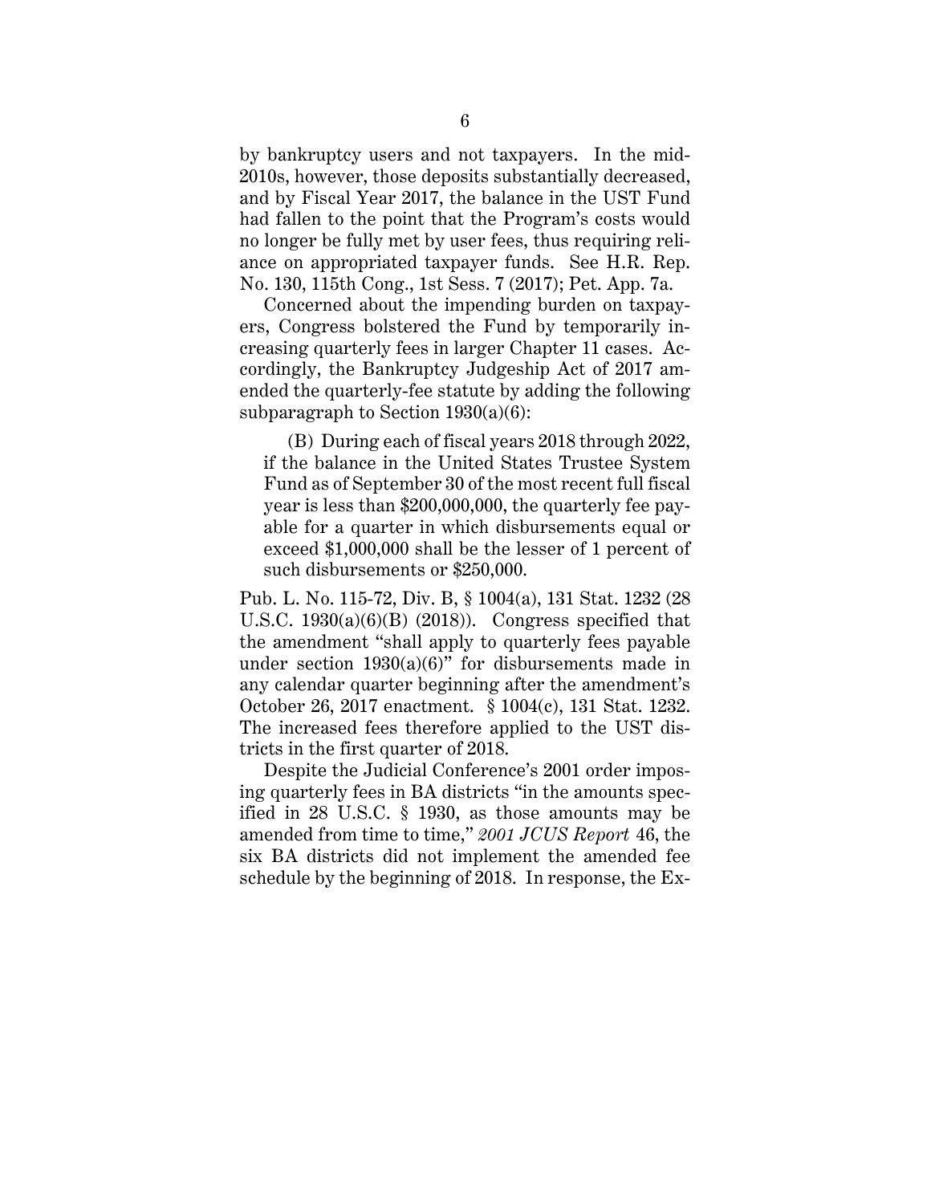by bankruptcy users and not taxpayers. In the mid-2010s, however, those deposits substantially decreased, and by Fiscal Year 2017, the balance in the UST Fund had fallen to the point that the Program's costs would no longer be fully met by user fees, thus requiring reliance on appropriated taxpayer funds. See H.R. Rep. No. 130, 115th Cong., 1st Sess. 7 (2017); Pet. App. 7a.

Concerned about the impending burden on taxpayers, Congress bolstered the Fund by temporarily increasing quarterly fees in larger Chapter 11 cases. Accordingly, the Bankruptcy Judgeship Act of 2017 amended the quarterly-fee statute by adding the following subparagraph to Section 1930(a)(6):

> (B) During each of fiscal years 2018 through 2022, if the balance in the United States Trustee System Fund as of September 30 of the most recent full fiscal year is less than $200,000,000, the quarterly fee payable for a quarter in which disbursements equal or exceed $1,000,000 shall be the lesser of 1 percent of such disbursements or $250,000.

Pub. L. No. 115-72, Div. B, § 1004(a), 131 Stat. 1232 (28 U.S.C. 1930(a)(6)(B) (2018)). Congress specified that the amendment "shall apply to quarterly fees payable under section 1930(a)(6)" for disbursements made in any calendar quarter beginning after the amendment's October 26, 2017 enactment. § 1004(c), 131 Stat. 1232. The increased fees therefore applied to the UST districts in the first quarter of 2018.

Despite the Judicial Conference's 2001 order imposing quarterly fees in BA districts "in the amounts specified in 28 U.S.C. § 1930, as those amounts may be amended from time to time," *2001 JCUS Report* 46, the six BA districts did not implement the amended fee schedule by the beginning of 2018. In response, the Ex-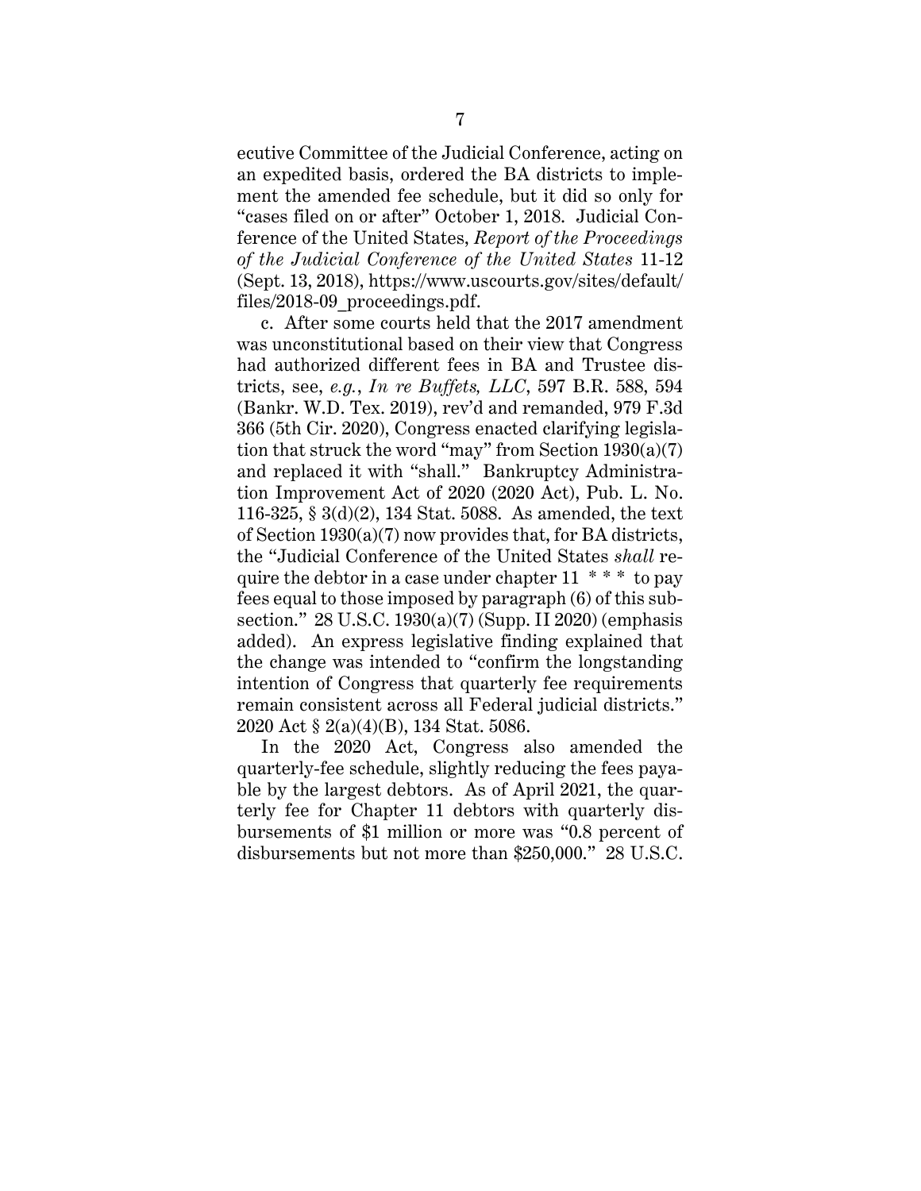ecutive Committee of the Judicial Conference, acting on an expedited basis, ordered the BA districts to implement the amended fee schedule, but it did so only for "cases filed on or after" October 1, 2018. Judicial Conference of the United States, *Report of the Proceedings of the Judicial Conference of the United States* 11-12 (Sept. 13, 2018), https://www.uscourts.gov/sites/default/files/2018-09_proceedings.pdf.

c. After some courts held that the 2017 amendment was unconstitutional based on their view that Congress had authorized different fees in BA and Trustee districts, see, *e.g.*, *In re Buffets, LLC*, 597 B.R. 588, 594 (Bankr. W.D. Tex. 2019), rev'd and remanded, 979 F.3d 366 (5th Cir. 2020), Congress enacted clarifying legislation that struck the word "may" from Section 1930(a)(7) and replaced it with "shall." Bankruptcy Administration Improvement Act of 2020 (2020 Act), Pub. L. No. 116-325, § 3(d)(2), 134 Stat. 5088. As amended, the text of Section 1930(a)(7) now provides that, for BA districts, the "Judicial Conference of the United States *shall* require the debtor in a case under chapter 11 * * * to pay fees equal to those imposed by paragraph (6) of this subsection." 28 U.S.C. 1930(a)(7) (Supp. II 2020) (emphasis added). An express legislative finding explained that the change was intended to "confirm the longstanding intention of Congress that quarterly fee requirements remain consistent across all Federal judicial districts." 2020 Act § 2(a)(4)(B), 134 Stat. 5086.

In the 2020 Act, Congress also amended the quarterly-fee schedule, slightly reducing the fees payable by the largest debtors. As of April 2021, the quarterly fee for Chapter 11 debtors with quarterly disbursements of $1 million or more was "0.8 percent of disbursements but not more than $250,000." 28 U.S.C.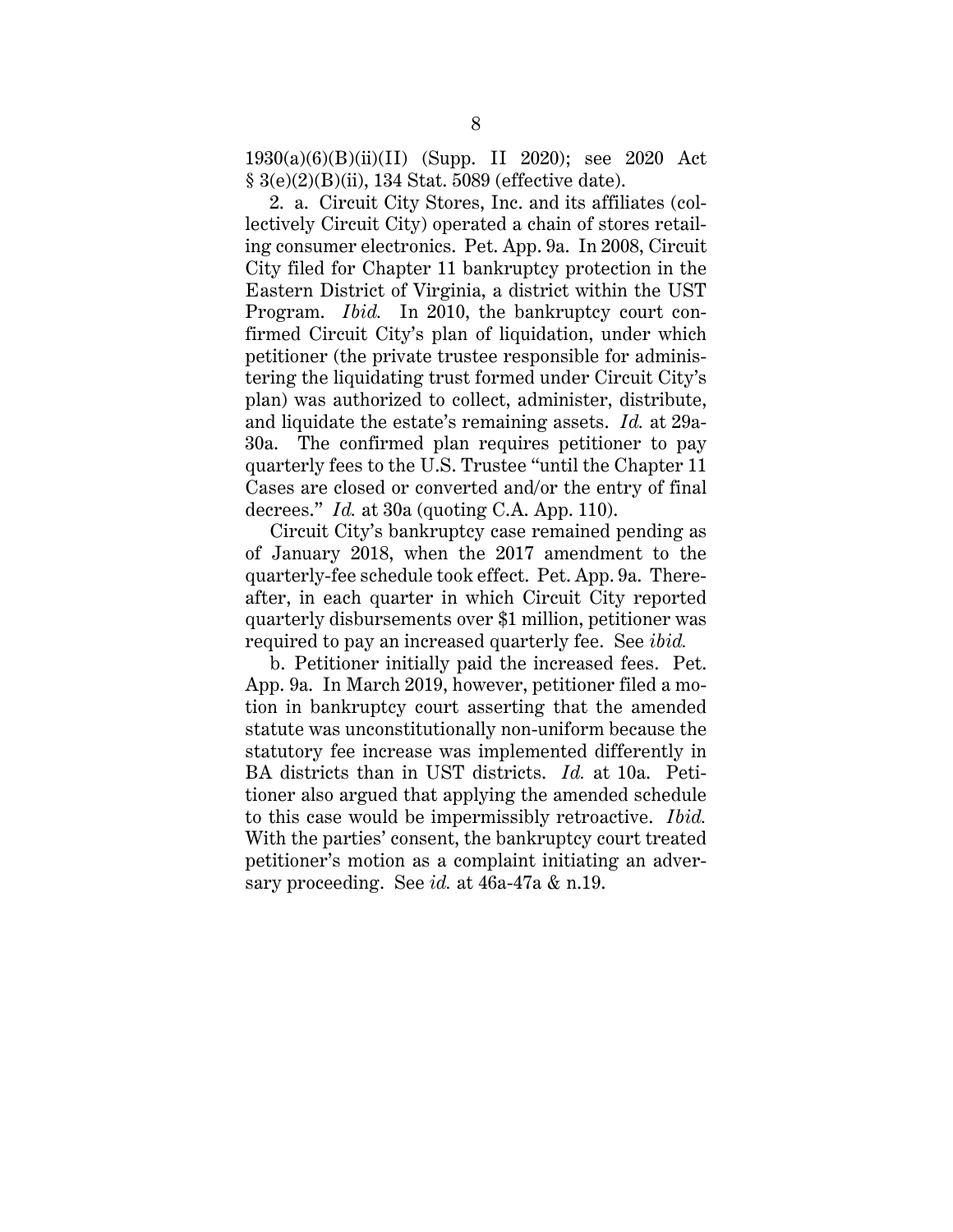1930(a)(6)(B)(ii)(II) (Supp. II 2020); see 2020 Act § 3(e)(2)(B)(ii), 134 Stat. 5089 (effective date).

2. a. Circuit City Stores, Inc. and its affiliates (collectively Circuit City) operated a chain of stores retailing consumer electronics. Pet. App. 9a. In 2008, Circuit City filed for Chapter 11 bankruptcy protection in the Eastern District of Virginia, a district within the UST Program. *Ibid.* In 2010, the bankruptcy court confirmed Circuit City's plan of liquidation, under which petitioner (the private trustee responsible for administering the liquidating trust formed under Circuit City's plan) was authorized to collect, administer, distribute, and liquidate the estate's remaining assets. *Id.* at 29a-30a. The confirmed plan requires petitioner to pay quarterly fees to the U.S. Trustee "until the Chapter 11 Cases are closed or converted and/or the entry of final decrees." *Id.* at 30a (quoting C.A. App. 110).

Circuit City's bankruptcy case remained pending as of January 2018, when the 2017 amendment to the quarterly-fee schedule took effect. Pet. App. 9a. Thereafter, in each quarter in which Circuit City reported quarterly disbursements over $1 million, petitioner was required to pay an increased quarterly fee. See *ibid.*

b. Petitioner initially paid the increased fees. Pet. App. 9a. In March 2019, however, petitioner filed a motion in bankruptcy court asserting that the amended statute was unconstitutionally non-uniform because the statutory fee increase was implemented differently in BA districts than in UST districts. *Id.* at 10a. Petitioner also argued that applying the amended schedule to this case would be impermissibly retroactive. *Ibid.* With the parties' consent, the bankruptcy court treated petitioner's motion as a complaint initiating an adversary proceeding. See *id.* at 46a-47a & n.19.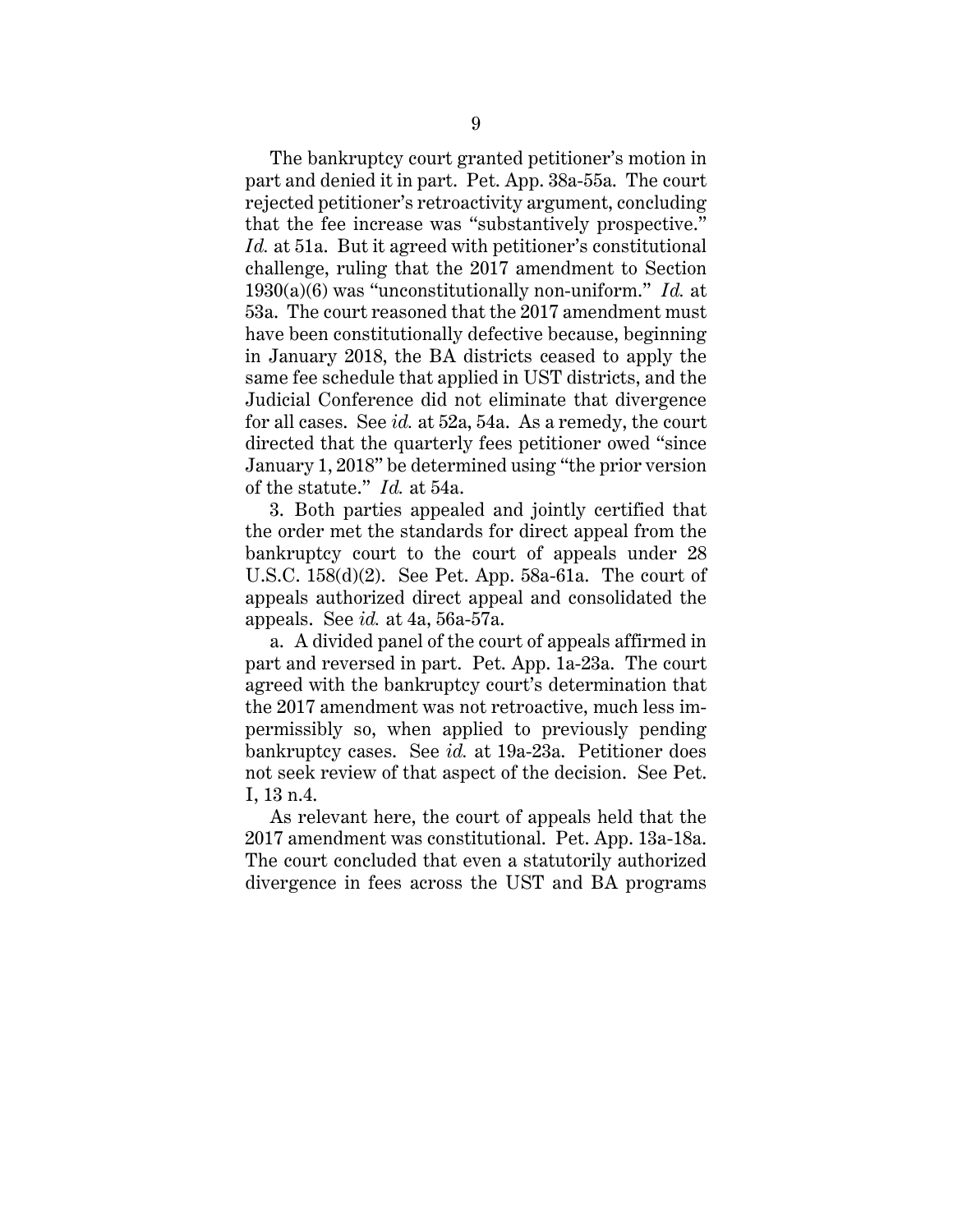The bankruptcy court granted petitioner's motion in part and denied it in part. Pet. App. 38a-55a. The court rejected petitioner's retroactivity argument, concluding that the fee increase was "substantively prospective." *Id.* at 51a. But it agreed with petitioner's constitutional challenge, ruling that the 2017 amendment to Section 1930(a)(6) was "unconstitutionally non-uniform." *Id.* at 53a. The court reasoned that the 2017 amendment must have been constitutionally defective because, beginning in January 2018, the BA districts ceased to apply the same fee schedule that applied in UST districts, and the Judicial Conference did not eliminate that divergence for all cases. See *id.* at 52a, 54a. As a remedy, the court directed that the quarterly fees petitioner owed "since January 1, 2018" be determined using "the prior version of the statute." *Id.* at 54a.

3. Both parties appealed and jointly certified that the order met the standards for direct appeal from the bankruptcy court to the court of appeals under 28 U.S.C. 158(d)(2). See Pet. App. 58a-61a. The court of appeals authorized direct appeal and consolidated the appeals. See *id.* at 4a, 56a-57a.

a. A divided panel of the court of appeals affirmed in part and reversed in part. Pet. App. 1a-23a. The court agreed with the bankruptcy court's determination that the 2017 amendment was not retroactive, much less impermissibly so, when applied to previously pending bankruptcy cases. See *id.* at 19a-23a. Petitioner does not seek review of that aspect of the decision. See Pet. I, 13 n.4.

As relevant here, the court of appeals held that the 2017 amendment was constitutional. Pet. App. 13a-18a. The court concluded that even a statutorily authorized divergence in fees across the UST and BA programs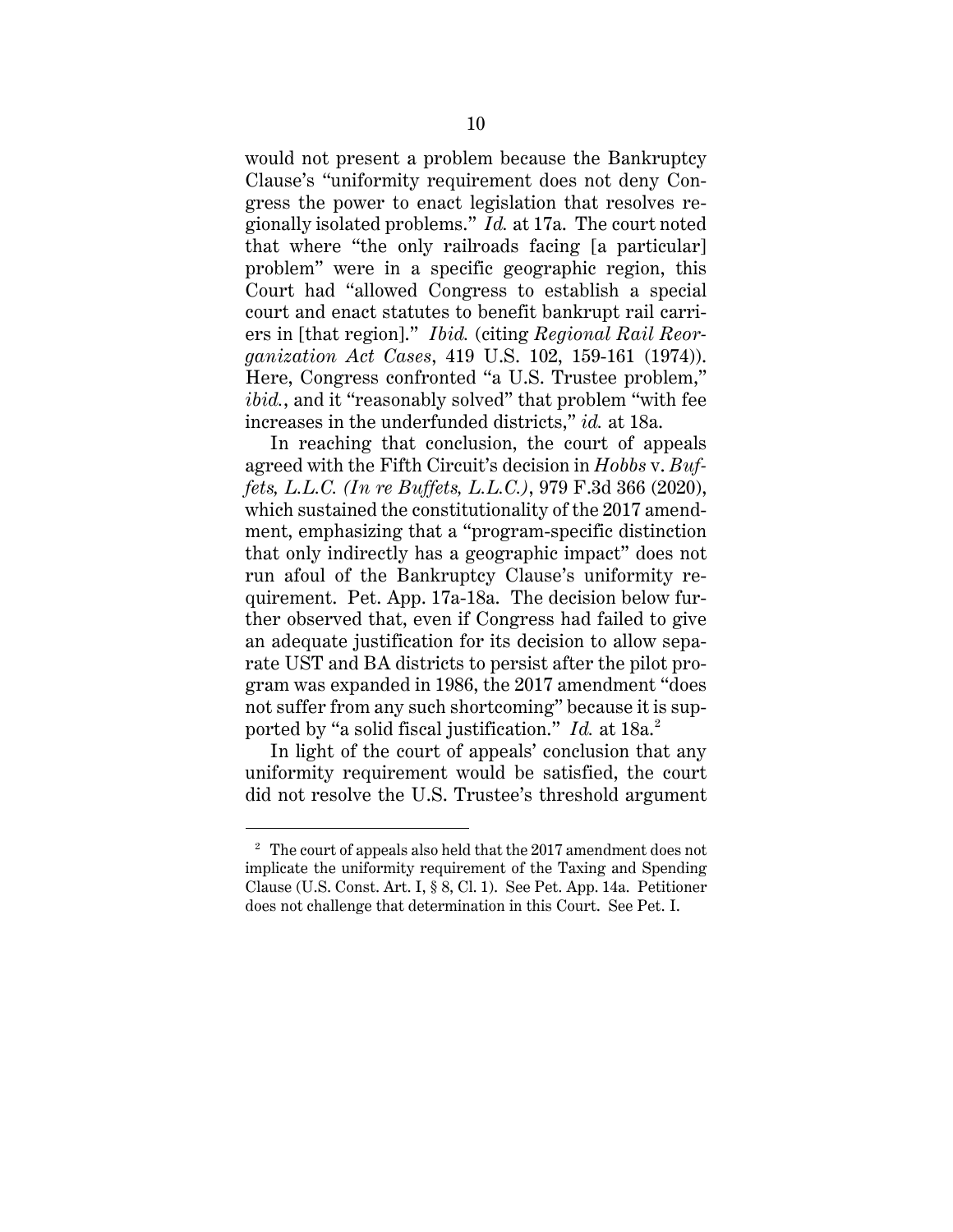would not present a problem because the Bankruptcy Clause's "uniformity requirement does not deny Congress the power to enact legislation that resolves regionally isolated problems." *Id.* at 17a. The court noted that where "the only railroads facing [a particular] problem" were in a specific geographic region, this Court had "allowed Congress to establish a special court and enact statutes to benefit bankrupt rail carriers in [that region]." *Ibid.* (citing *Regional Rail Reorganization Act Cases*, 419 U.S. 102, 159-161 (1974)). Here, Congress confronted "a U.S. Trustee problem," *ibid.*, and it "reasonably solved" that problem "with fee increases in the underfunded districts," *id.* at 18a.

In reaching that conclusion, the court of appeals agreed with the Fifth Circuit's decision in *Hobbs* v. *Buffets, L.L.C. (In re Buffets, L.L.C.)*, 979 F.3d 366 (2020), which sustained the constitutionality of the 2017 amendment, emphasizing that a "program-specific distinction that only indirectly has a geographic impact" does not run afoul of the Bankruptcy Clause's uniformity requirement. Pet. App. 17a-18a. The decision below further observed that, even if Congress had failed to give an adequate justification for its decision to allow separate UST and BA districts to persist after the pilot program was expanded in 1986, the 2017 amendment "does not suffer from any such shortcoming" because it is supported by "a solid fiscal justification." *Id.* at 18a.[2]

In light of the court of appeals' conclusion that any uniformity requirement would be satisfied, the court did not resolve the U.S. Trustee's threshold argument

---

[2] The court of appeals also held that the 2017 amendment does not implicate the uniformity requirement of the Taxing and Spending Clause (U.S. Const. Art. I, § 8, Cl. 1). See Pet. App. 14a. Petitioner does not challenge that determination in this Court. See Pet. I.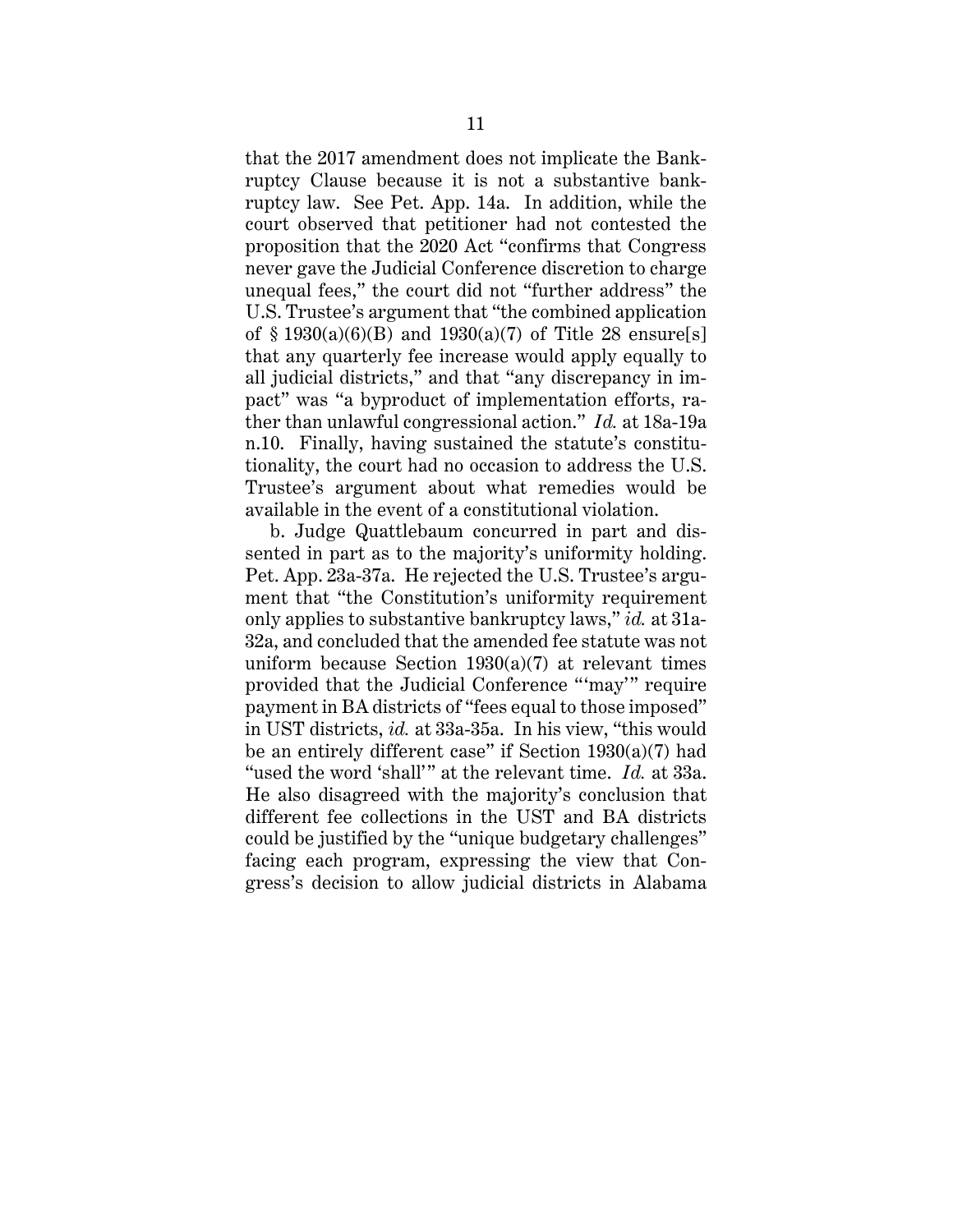that the 2017 amendment does not implicate the Bankruptcy Clause because it is not a substantive bankruptcy law. See Pet. App. 14a. In addition, while the court observed that petitioner had not contested the proposition that the 2020 Act "confirms that Congress never gave the Judicial Conference discretion to charge unequal fees," the court did not "further address" the U.S. Trustee's argument that "the combined application of § 1930(a)(6)(B) and 1930(a)(7) of Title 28 ensure[s] that any quarterly fee increase would apply equally to all judicial districts," and that "any discrepancy in impact" was "a byproduct of implementation efforts, rather than unlawful congressional action." *Id.* at 18a-19a n.10. Finally, having sustained the statute's constitutionality, the court had no occasion to address the U.S. Trustee's argument about what remedies would be available in the event of a constitutional violation.

b. Judge Quattlebaum concurred in part and dissented in part as to the majority's uniformity holding. Pet. App. 23a-37a. He rejected the U.S. Trustee's argument that "the Constitution's uniformity requirement only applies to substantive bankruptcy laws," *id.* at 31a-32a, and concluded that the amended fee statute was not uniform because Section 1930(a)(7) at relevant times provided that the Judicial Conference "'may'" require payment in BA districts of "fees equal to those imposed" in UST districts, *id.* at 33a-35a. In his view, "this would be an entirely different case" if Section 1930(a)(7) had "used the word 'shall'" at the relevant time. *Id.* at 33a. He also disagreed with the majority's conclusion that different fee collections in the UST and BA districts could be justified by the "unique budgetary challenges" facing each program, expressing the view that Congress's decision to allow judicial districts in Alabama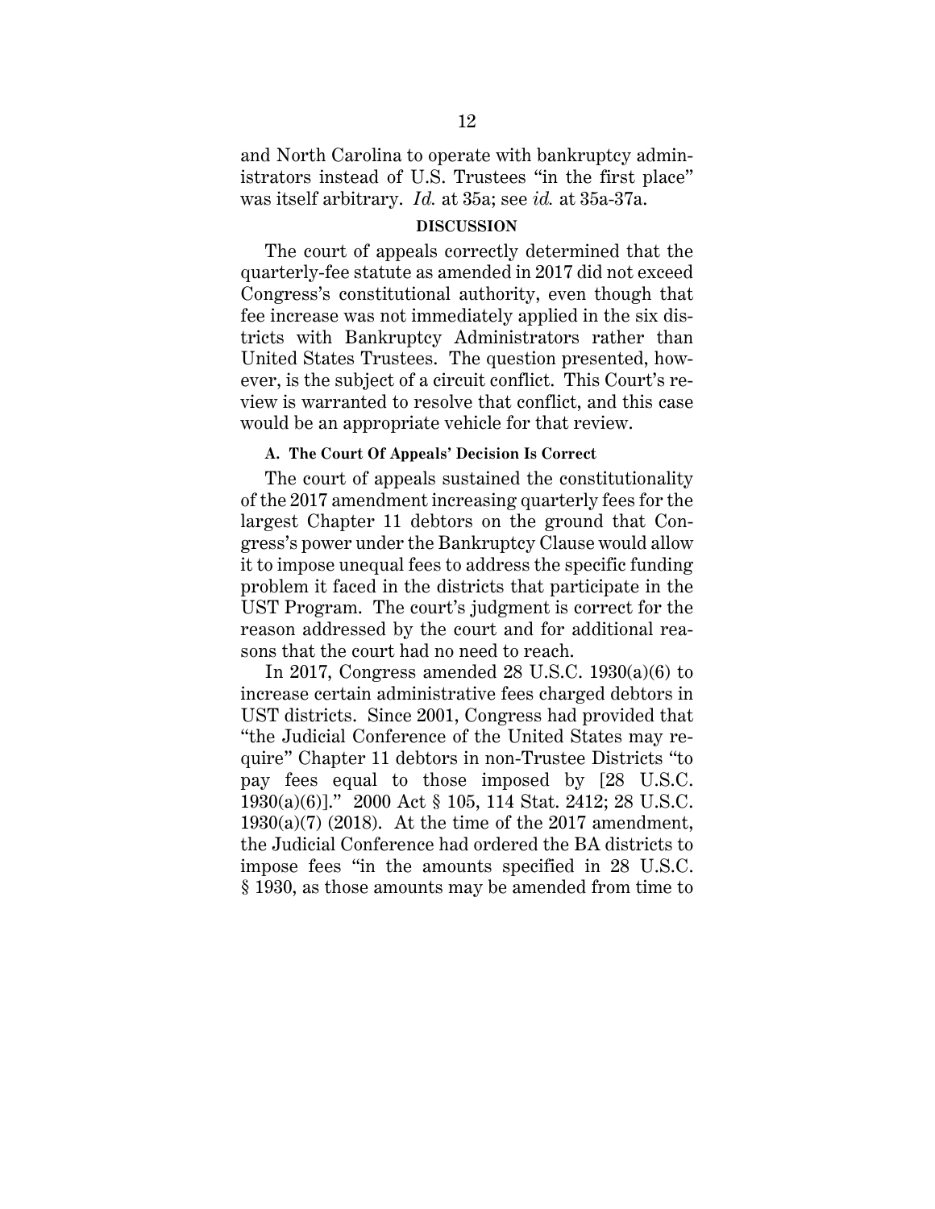and North Carolina to operate with bankruptcy administrators instead of U.S. Trustees "in the first place" was itself arbitrary. *Id.* at 35a; see *id.* at 35a-37a.

## DISCUSSION

The court of appeals correctly determined that the quarterly-fee statute as amended in 2017 did not exceed Congress's constitutional authority, even though that fee increase was not immediately applied in the six districts with Bankruptcy Administrators rather than United States Trustees. The question presented, however, is the subject of a circuit conflict. This Court's review is warranted to resolve that conflict, and this case would be an appropriate vehicle for that review.

### A. The Court Of Appeals' Decision Is Correct

The court of appeals sustained the constitutionality of the 2017 amendment increasing quarterly fees for the largest Chapter 11 debtors on the ground that Congress's power under the Bankruptcy Clause would allow it to impose unequal fees to address the specific funding problem it faced in the districts that participate in the UST Program. The court's judgment is correct for the reason addressed by the court and for additional reasons that the court had no need to reach.

In 2017, Congress amended 28 U.S.C. 1930(a)(6) to increase certain administrative fees charged debtors in UST districts. Since 2001, Congress had provided that "the Judicial Conference of the United States may require" Chapter 11 debtors in non-Trustee Districts "to pay fees equal to those imposed by [28 U.S.C. 1930(a)(6)]." 2000 Act § 105, 114 Stat. 2412; 28 U.S.C. 1930(a)(7) (2018). At the time of the 2017 amendment, the Judicial Conference had ordered the BA districts to impose fees "in the amounts specified in 28 U.S.C. § 1930, as those amounts may be amended from time to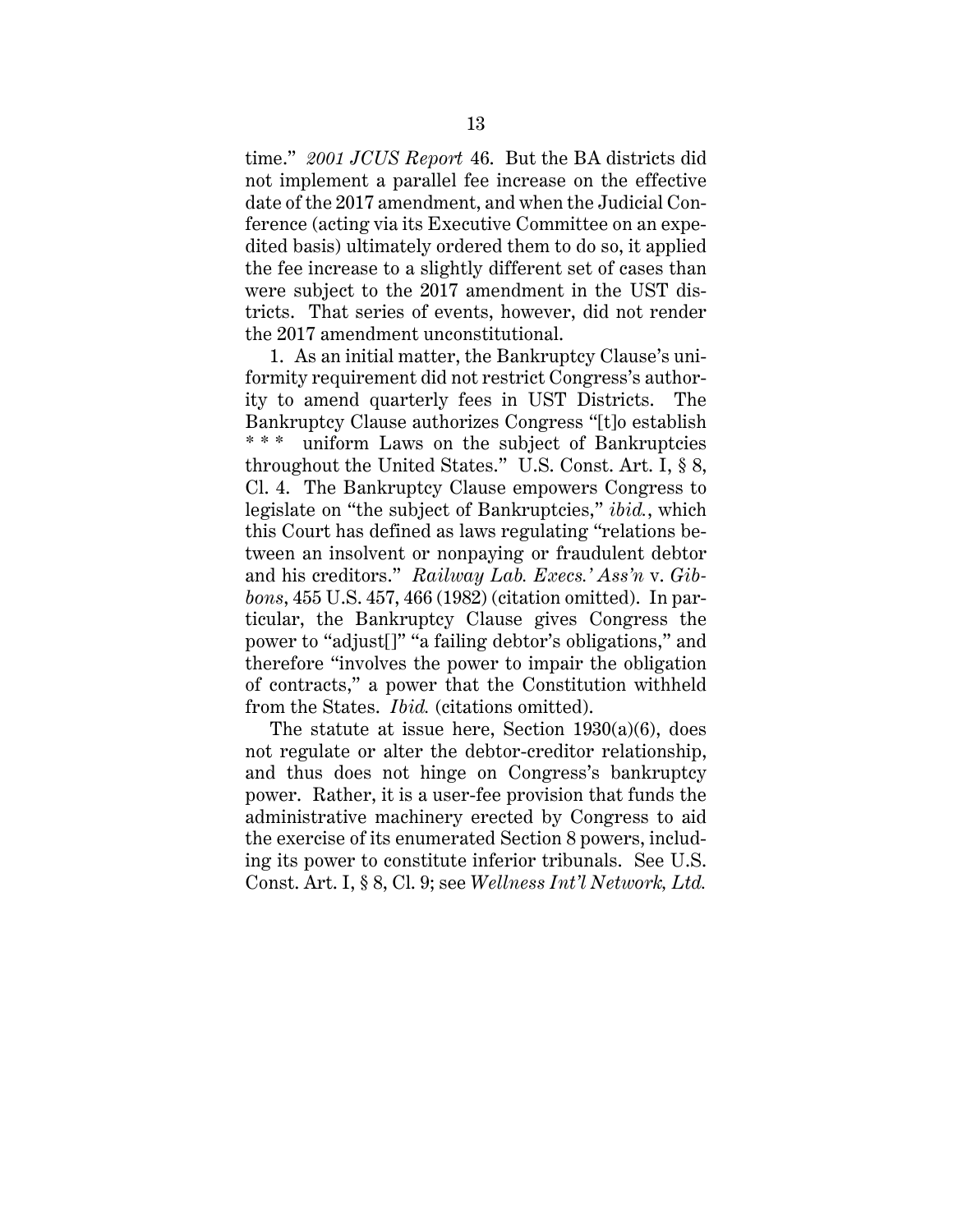time." *2001 JCUS Report* 46. But the BA districts did not implement a parallel fee increase on the effective date of the 2017 amendment, and when the Judicial Conference (acting via its Executive Committee on an expedited basis) ultimately ordered them to do so, it applied the fee increase to a slightly different set of cases than were subject to the 2017 amendment in the UST districts. That series of events, however, did not render the 2017 amendment unconstitutional.

1. As an initial matter, the Bankruptcy Clause's uniformity requirement did not restrict Congress's authority to amend quarterly fees in UST Districts. The Bankruptcy Clause authorizes Congress "[t]o establish * * * uniform Laws on the subject of Bankruptcies throughout the United States." U.S. Const. Art. I, § 8, Cl. 4. The Bankruptcy Clause empowers Congress to legislate on "the subject of Bankruptcies," *ibid.*, which this Court has defined as laws regulating "relations between an insolvent or nonpaying or fraudulent debtor and his creditors." *Railway Lab. Execs.' Ass'n* v. *Gibbons*, 455 U.S. 457, 466 (1982) (citation omitted). In particular, the Bankruptcy Clause gives Congress the power to "adjust[]" "a failing debtor's obligations," and therefore "involves the power to impair the obligation of contracts," a power that the Constitution withheld from the States. *Ibid.* (citations omitted).

The statute at issue here, Section 1930(a)(6), does not regulate or alter the debtor-creditor relationship, and thus does not hinge on Congress's bankruptcy power. Rather, it is a user-fee provision that funds the administrative machinery erected by Congress to aid the exercise of its enumerated Section 8 powers, including its power to constitute inferior tribunals. See U.S. Const. Art. I, § 8, Cl. 9; see *Wellness Int'l Network, Ltd.*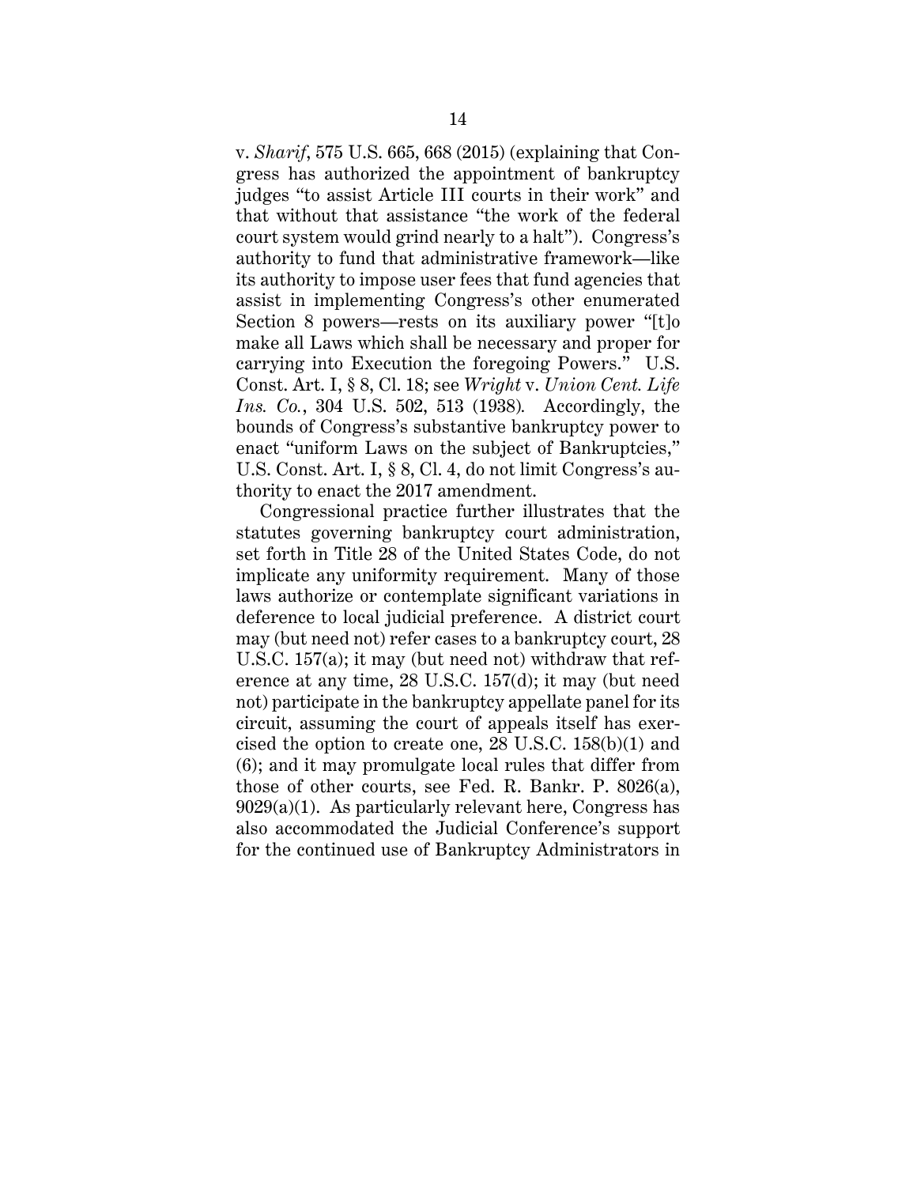v. *Sharif*, 575 U.S. 665, 668 (2015) (explaining that Congress has authorized the appointment of bankruptcy judges "to assist Article III courts in their work" and that without that assistance "the work of the federal court system would grind nearly to a halt"). Congress's authority to fund that administrative framework—like its authority to impose user fees that fund agencies that assist in implementing Congress's other enumerated Section 8 powers—rests on its auxiliary power "[t]o make all Laws which shall be necessary and proper for carrying into Execution the foregoing Powers." U.S. Const. Art. I, § 8, Cl. 18; see *Wright* v. *Union Cent. Life Ins. Co.*, 304 U.S. 502, 513 (1938). Accordingly, the bounds of Congress's substantive bankruptcy power to enact "uniform Laws on the subject of Bankruptcies," U.S. Const. Art. I, § 8, Cl. 4, do not limit Congress's authority to enact the 2017 amendment.

Congressional practice further illustrates that the statutes governing bankruptcy court administration, set forth in Title 28 of the United States Code, do not implicate any uniformity requirement. Many of those laws authorize or contemplate significant variations in deference to local judicial preference. A district court may (but need not) refer cases to a bankruptcy court, 28 U.S.C. 157(a); it may (but need not) withdraw that reference at any time, 28 U.S.C. 157(d); it may (but need not) participate in the bankruptcy appellate panel for its circuit, assuming the court of appeals itself has exercised the option to create one, 28 U.S.C. 158(b)(1) and (6); and it may promulgate local rules that differ from those of other courts, see Fed. R. Bankr. P. 8026(a), 9029(a)(1). As particularly relevant here, Congress has also accommodated the Judicial Conference's support for the continued use of Bankruptcy Administrators in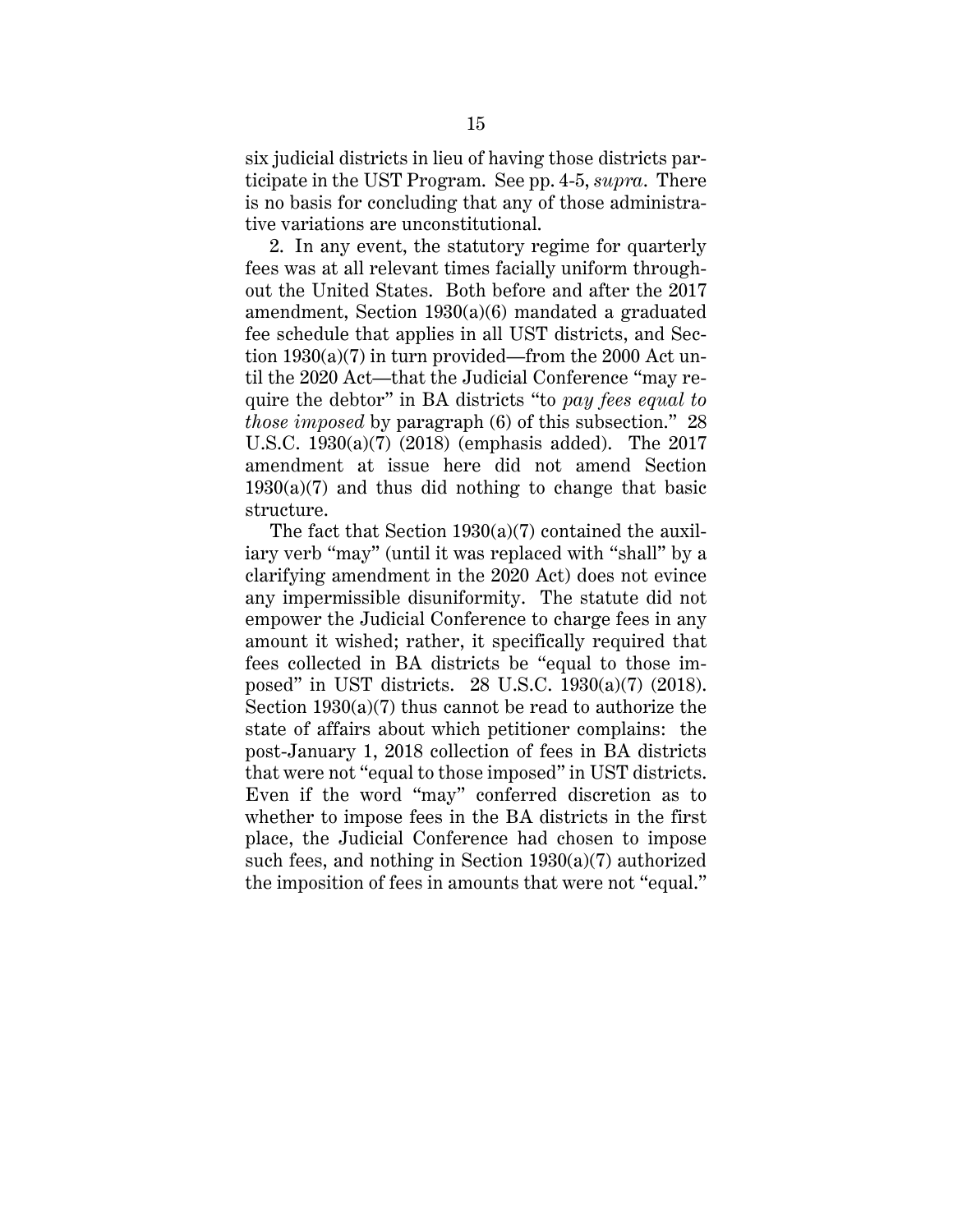six judicial districts in lieu of having those districts participate in the UST Program. See pp. 4-5, *supra*. There is no basis for concluding that any of those administrative variations are unconstitutional.

2. In any event, the statutory regime for quarterly fees was at all relevant times facially uniform throughout the United States. Both before and after the 2017 amendment, Section 1930(a)(6) mandated a graduated fee schedule that applies in all UST districts, and Section 1930(a)(7) in turn provided—from the 2000 Act until the 2020 Act—that the Judicial Conference "may require the debtor" in BA districts "to *pay fees equal to those imposed* by paragraph (6) of this subsection." 28 U.S.C. 1930(a)(7) (2018) (emphasis added). The 2017 amendment at issue here did not amend Section 1930(a)(7) and thus did nothing to change that basic structure.

The fact that Section 1930(a)(7) contained the auxiliary verb "may" (until it was replaced with "shall" by a clarifying amendment in the 2020 Act) does not evince any impermissible disuniformity. The statute did not empower the Judicial Conference to charge fees in any amount it wished; rather, it specifically required that fees collected in BA districts be "equal to those imposed" in UST districts. 28 U.S.C. 1930(a)(7) (2018). Section 1930(a)(7) thus cannot be read to authorize the state of affairs about which petitioner complains: the post-January 1, 2018 collection of fees in BA districts that were not "equal to those imposed" in UST districts. Even if the word "may" conferred discretion as to whether to impose fees in the BA districts in the first place, the Judicial Conference had chosen to impose such fees, and nothing in Section 1930(a)(7) authorized the imposition of fees in amounts that were not "equal."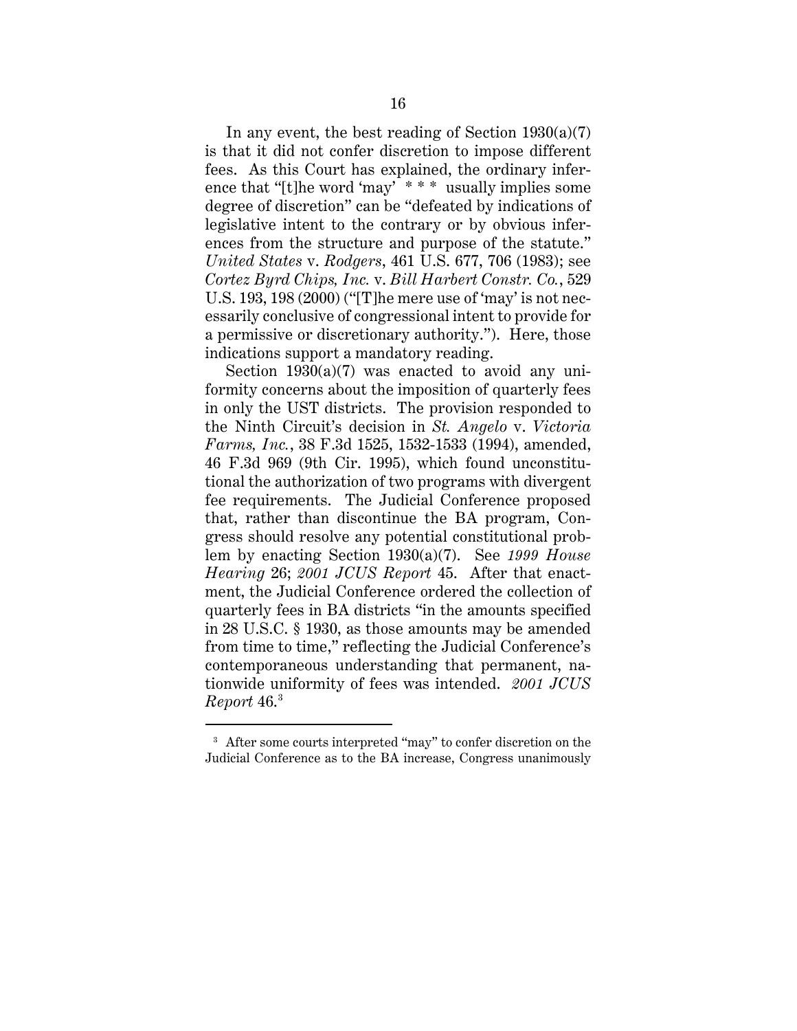In any event, the best reading of Section 1930(a)(7) is that it did not confer discretion to impose different fees. As this Court has explained, the ordinary inference that "[t]he word 'may' * * * usually implies some degree of discretion" can be "defeated by indications of legislative intent to the contrary or by obvious inferences from the structure and purpose of the statute." *United States* v. *Rodgers*, 461 U.S. 677, 706 (1983); see *Cortez Byrd Chips, Inc.* v. *Bill Harbert Constr. Co.*, 529 U.S. 193, 198 (2000) ("[T]he mere use of 'may' is not necessarily conclusive of congressional intent to provide for a permissive or discretionary authority."). Here, those indications support a mandatory reading.

Section 1930(a)(7) was enacted to avoid any uniformity concerns about the imposition of quarterly fees in only the UST districts. The provision responded to the Ninth Circuit's decision in *St. Angelo* v. *Victoria Farms, Inc.*, 38 F.3d 1525, 1532-1533 (1994), amended, 46 F.3d 969 (9th Cir. 1995), which found unconstitutional the authorization of two programs with divergent fee requirements. The Judicial Conference proposed that, rather than discontinue the BA program, Congress should resolve any potential constitutional problem by enacting Section 1930(a)(7). See *1999 House Hearing* 26; *2001 JCUS Report* 45. After that enactment, the Judicial Conference ordered the collection of quarterly fees in BA districts "in the amounts specified in 28 U.S.C. § 1930, as those amounts may be amended from time to time," reflecting the Judicial Conference's contemporaneous understanding that permanent, nationwide uniformity of fees was intended. *2001 JCUS Report* 46.[3]

[3] After some courts interpreted "may" to confer discretion on the Judicial Conference as to the BA increase, Congress unanimously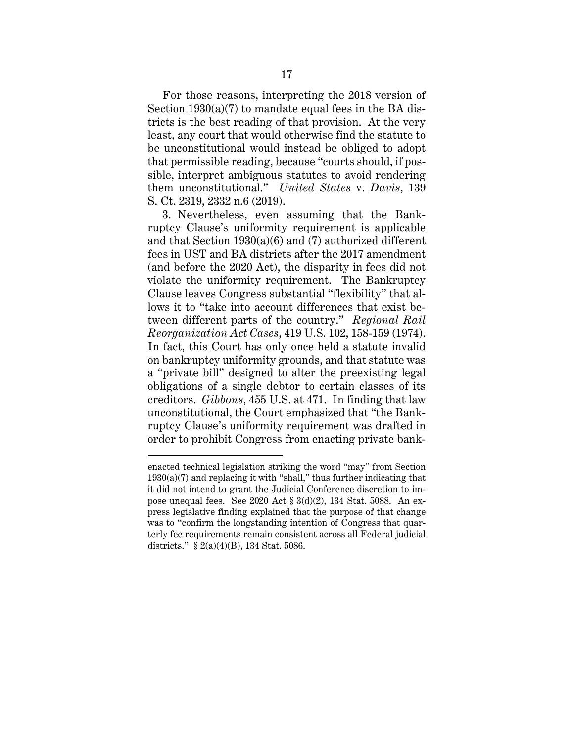For those reasons, interpreting the 2018 version of Section 1930(a)(7) to mandate equal fees in the BA districts is the best reading of that provision. At the very least, any court that would otherwise find the statute to be unconstitutional would instead be obliged to adopt that permissible reading, because "courts should, if possible, interpret ambiguous statutes to avoid rendering them unconstitutional." *United States* v. *Davis*, 139 S. Ct. 2319, 2332 n.6 (2019).

3. Nevertheless, even assuming that the Bankruptcy Clause's uniformity requirement is applicable and that Section 1930(a)(6) and (7) authorized different fees in UST and BA districts after the 2017 amendment (and before the 2020 Act), the disparity in fees did not violate the uniformity requirement. The Bankruptcy Clause leaves Congress substantial "flexibility" that allows it to "take into account differences that exist between different parts of the country." *Regional Rail Reorganization Act Cases*, 419 U.S. 102, 158-159 (1974). In fact, this Court has only once held a statute invalid on bankruptcy uniformity grounds, and that statute was a "private bill" designed to alter the preexisting legal obligations of a single debtor to certain classes of its creditors. *Gibbons*, 455 U.S. at 471. In finding that law unconstitutional, the Court emphasized that "the Bankruptcy Clause's uniformity requirement was drafted in order to prohibit Congress from enacting private bank-

---

enacted technical legislation striking the word "may" from Section 1930(a)(7) and replacing it with "shall," thus further indicating that it did not intend to grant the Judicial Conference discretion to impose unequal fees. See 2020 Act § 3(d)(2), 134 Stat. 5088. An express legislative finding explained that the purpose of that change was to "confirm the longstanding intention of Congress that quarterly fee requirements remain consistent across all Federal judicial districts." § 2(a)(4)(B), 134 Stat. 5086.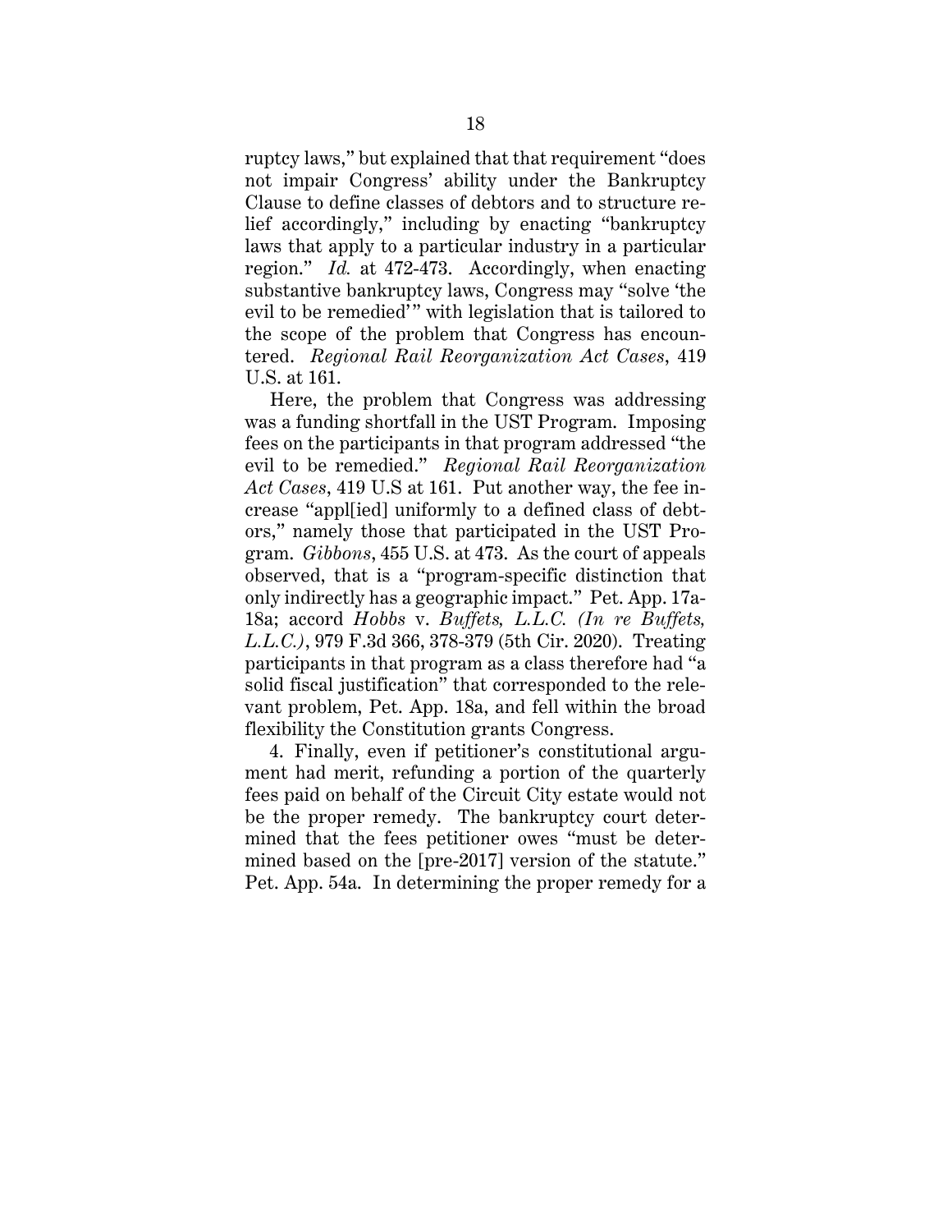ruptcy laws," but explained that that requirement "does not impair Congress' ability under the Bankruptcy Clause to define classes of debtors and to structure relief accordingly," including by enacting "bankruptcy laws that apply to a particular industry in a particular region." *Id.* at 472-473. Accordingly, when enacting substantive bankruptcy laws, Congress may "solve 'the evil to be remedied'" with legislation that is tailored to the scope of the problem that Congress has encountered. *Regional Rail Reorganization Act Cases*, 419 U.S. at 161.

Here, the problem that Congress was addressing was a funding shortfall in the UST Program. Imposing fees on the participants in that program addressed "the evil to be remedied." *Regional Rail Reorganization Act Cases*, 419 U.S at 161. Put another way, the fee increase "appl[ied] uniformly to a defined class of debtors," namely those that participated in the UST Program. *Gibbons*, 455 U.S. at 473. As the court of appeals observed, that is a "program-specific distinction that only indirectly has a geographic impact." Pet. App. 17a-18a; accord *Hobbs* v. *Buffets, L.L.C. (In re Buffets, L.L.C.)*, 979 F.3d 366, 378-379 (5th Cir. 2020). Treating participants in that program as a class therefore had "a solid fiscal justification" that corresponded to the relevant problem, Pet. App. 18a, and fell within the broad flexibility the Constitution grants Congress.

4. Finally, even if petitioner's constitutional argument had merit, refunding a portion of the quarterly fees paid on behalf of the Circuit City estate would not be the proper remedy. The bankruptcy court determined that the fees petitioner owes "must be determined based on the [pre-2017] version of the statute." Pet. App. 54a. In determining the proper remedy for a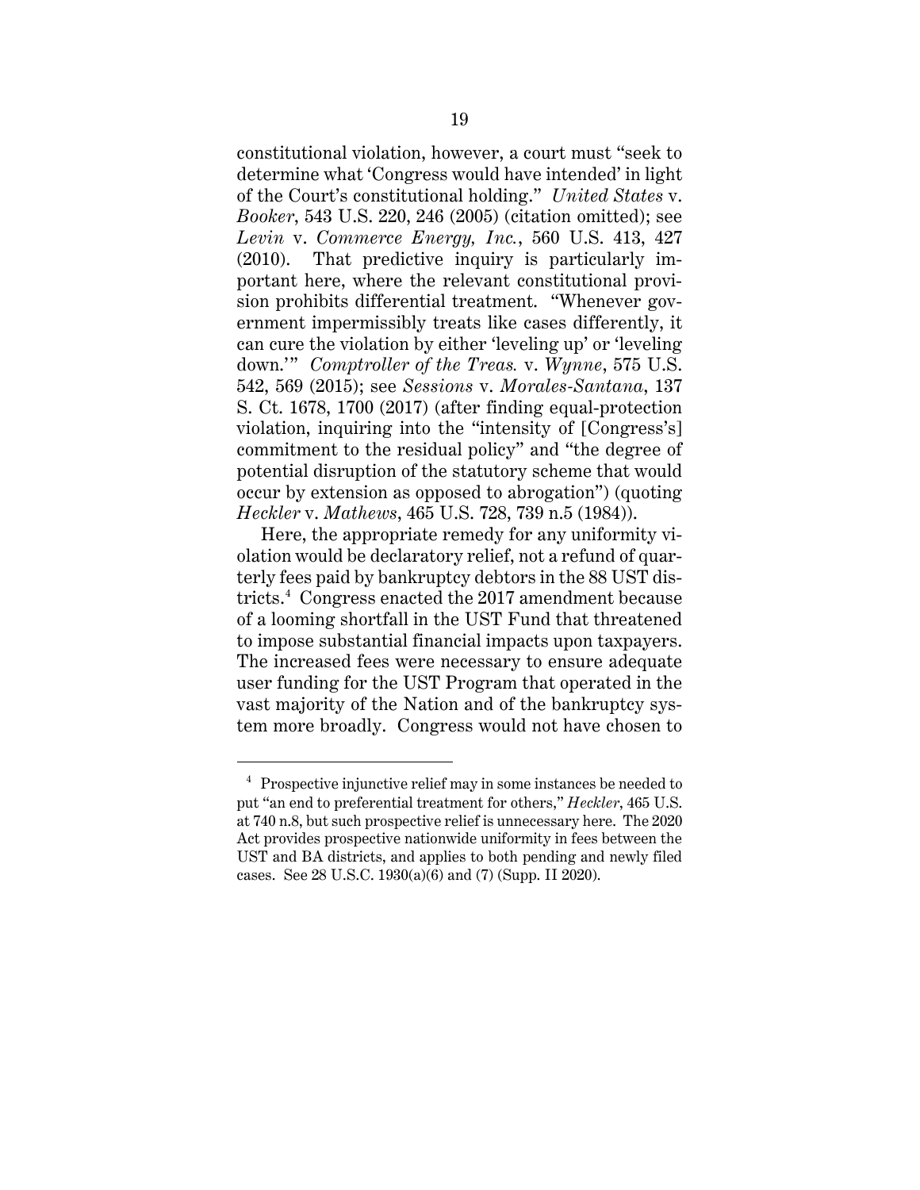constitutional violation, however, a court must "seek to determine what 'Congress would have intended' in light of the Court's constitutional holding." *United States* v. *Booker*, 543 U.S. 220, 246 (2005) (citation omitted); see *Levin* v. *Commerce Energy, Inc.*, 560 U.S. 413, 427 (2010). That predictive inquiry is particularly important here, where the relevant constitutional provision prohibits differential treatment. "Whenever government impermissibly treats like cases differently, it can cure the violation by either 'leveling up' or 'leveling down.'" *Comptroller of the Treas.* v. *Wynne*, 575 U.S. 542, 569 (2015); see *Sessions* v. *Morales-Santana*, 137 S. Ct. 1678, 1700 (2017) (after finding equal-protection violation, inquiring into the "intensity of [Congress's] commitment to the residual policy" and "the degree of potential disruption of the statutory scheme that would occur by extension as opposed to abrogation") (quoting *Heckler* v. *Mathews*, 465 U.S. 728, 739 n.5 (1984)).

Here, the appropriate remedy for any uniformity violation would be declaratory relief, not a refund of quarterly fees paid by bankruptcy debtors in the 88 UST districts.[4] Congress enacted the 2017 amendment because of a looming shortfall in the UST Fund that threatened to impose substantial financial impacts upon taxpayers. The increased fees were necessary to ensure adequate user funding for the UST Program that operated in the vast majority of the Nation and of the bankruptcy system more broadly. Congress would not have chosen to

[4] Prospective injunctive relief may in some instances be needed to put "an end to preferential treatment for others," *Heckler*, 465 U.S. at 740 n.8, but such prospective relief is unnecessary here. The 2020 Act provides prospective nationwide uniformity in fees between the UST and BA districts, and applies to both pending and newly filed cases. See 28 U.S.C. 1930(a)(6) and (7) (Supp. II 2020).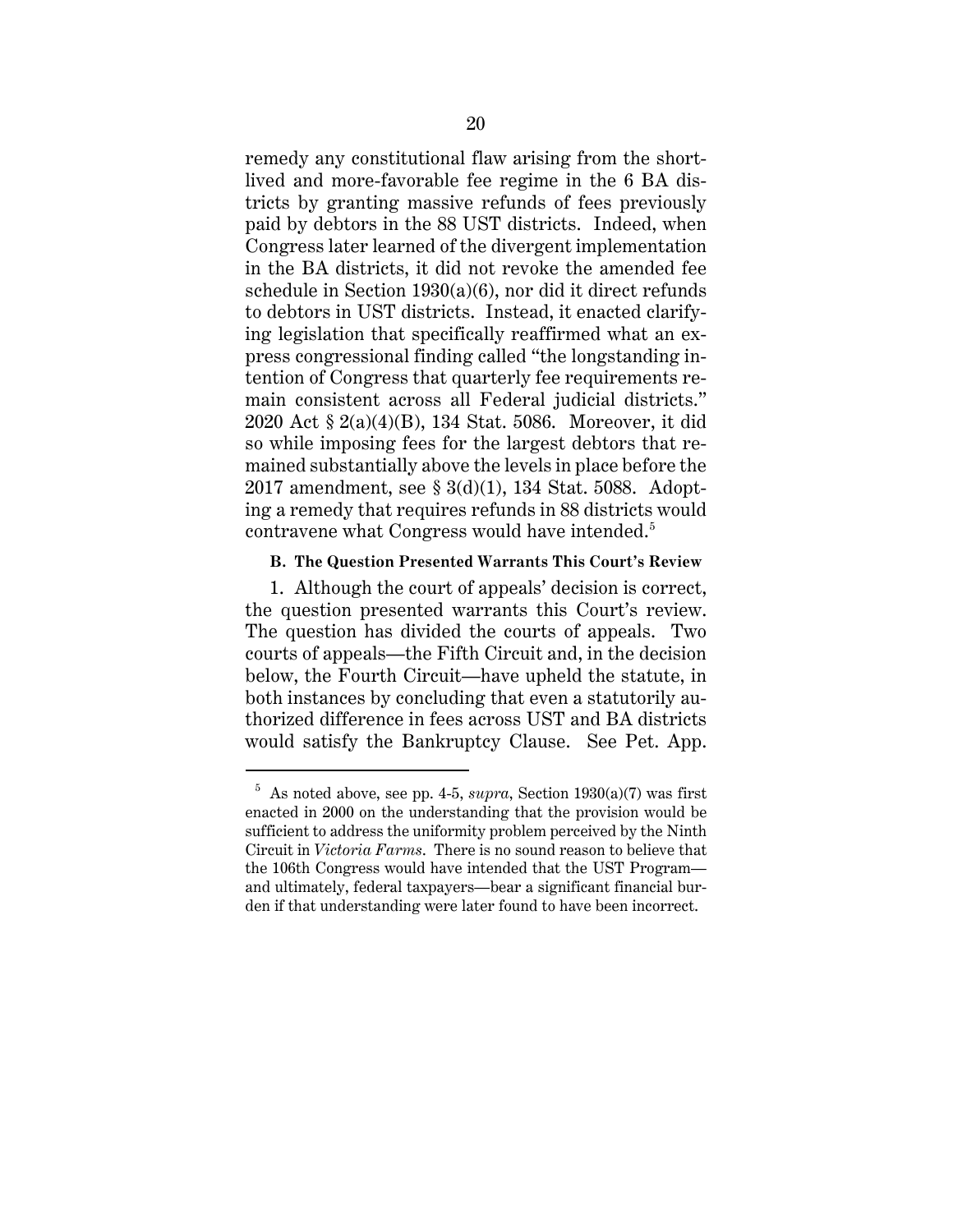remedy any constitutional flaw arising from the short-lived and more-favorable fee regime in the 6 BA districts by granting massive refunds of fees previously paid by debtors in the 88 UST districts. Indeed, when Congress later learned of the divergent implementation in the BA districts, it did not revoke the amended fee schedule in Section 1930(a)(6), nor did it direct refunds to debtors in UST districts. Instead, it enacted clarifying legislation that specifically reaffirmed what an express congressional finding called "the longstanding intention of Congress that quarterly fee requirements remain consistent across all Federal judicial districts." 2020 Act § 2(a)(4)(B), 134 Stat. 5086. Moreover, it did so while imposing fees for the largest debtors that remained substantially above the levels in place before the 2017 amendment, see § 3(d)(1), 134 Stat. 5088. Adopting a remedy that requires refunds in 88 districts would contravene what Congress would have intended.[5]

### B. The Question Presented Warrants This Court's Review

1. Although the court of appeals' decision is correct, the question presented warrants this Court's review. The question has divided the courts of appeals. Two courts of appeals—the Fifth Circuit and, in the decision below, the Fourth Circuit—have upheld the statute, in both instances by concluding that even a statutorily authorized difference in fees across UST and BA districts would satisfy the Bankruptcy Clause. See Pet. App.

---

[5] As noted above, see pp. 4-5, *supra*, Section 1930(a)(7) was first enacted in 2000 on the understanding that the provision would be sufficient to address the uniformity problem perceived by the Ninth Circuit in *Victoria Farms*. There is no sound reason to believe that the 106th Congress would have intended that the UST Program—and ultimately, federal taxpayers—bear a significant financial burden if that understanding were later found to have been incorrect.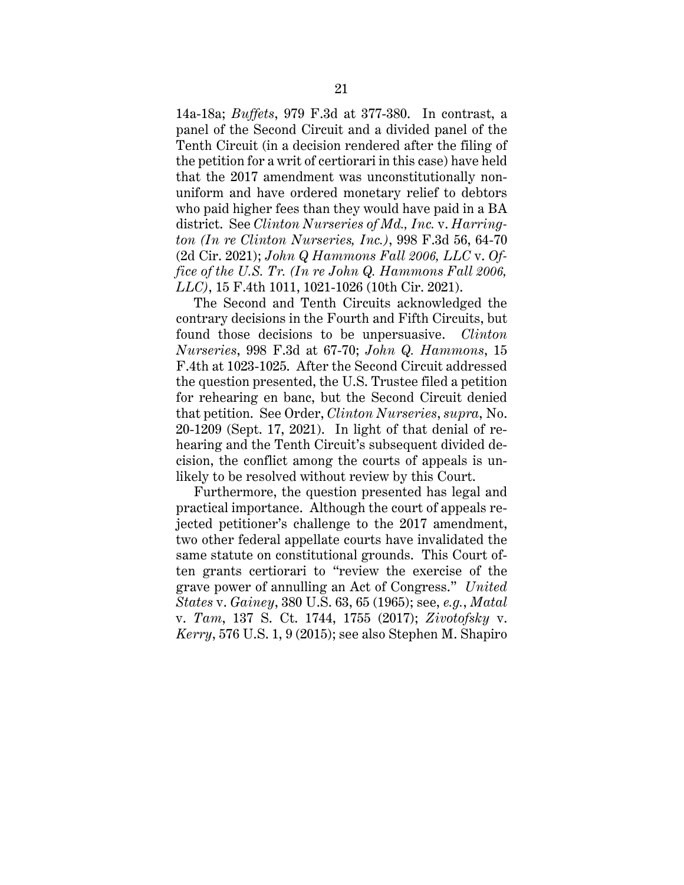14a-18a; *Buffets*, 979 F.3d at 377-380. In contrast, a panel of the Second Circuit and a divided panel of the Tenth Circuit (in a decision rendered after the filing of the petition for a writ of certiorari in this case) have held that the 2017 amendment was unconstitutionally non-uniform and have ordered monetary relief to debtors who paid higher fees than they would have paid in a BA district. See *Clinton Nurseries of Md., Inc.* v. *Harrington (In re Clinton Nurseries, Inc.)*, 998 F.3d 56, 64-70 (2d Cir. 2021); *John Q Hammons Fall 2006, LLC* v. *Office of the U.S. Tr. (In re John Q. Hammons Fall 2006, LLC)*, 15 F.4th 1011, 1021-1026 (10th Cir. 2021).

The Second and Tenth Circuits acknowledged the contrary decisions in the Fourth and Fifth Circuits, but found those decisions to be unpersuasive. *Clinton Nurseries*, 998 F.3d at 67-70; *John Q. Hammons*, 15 F.4th at 1023-1025. After the Second Circuit addressed the question presented, the U.S. Trustee filed a petition for rehearing en banc, but the Second Circuit denied that petition. See Order, *Clinton Nurseries*, *supra*, No. 20-1209 (Sept. 17, 2021). In light of that denial of rehearing and the Tenth Circuit's subsequent divided decision, the conflict among the courts of appeals is unlikely to be resolved without review by this Court.

Furthermore, the question presented has legal and practical importance. Although the court of appeals rejected petitioner's challenge to the 2017 amendment, two other federal appellate courts have invalidated the same statute on constitutional grounds. This Court often grants certiorari to "review the exercise of the grave power of annulling an Act of Congress." *United States* v. *Gainey*, 380 U.S. 63, 65 (1965); see, *e.g.*, *Matal* v. *Tam*, 137 S. Ct. 1744, 1755 (2017); *Zivotofsky* v. *Kerry*, 576 U.S. 1, 9 (2015); see also Stephen M. Shapiro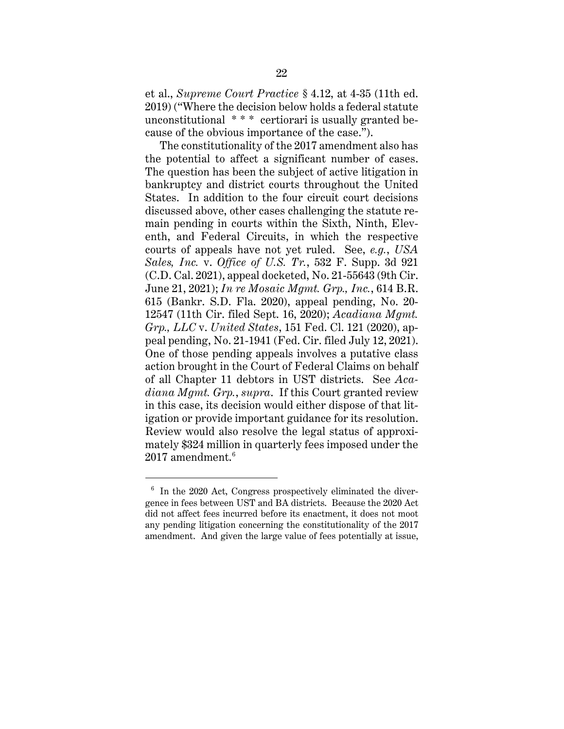et al., *Supreme Court Practice* § 4.12, at 4-35 (11th ed. 2019) ("Where the decision below holds a federal statute unconstitutional * * * certiorari is usually granted because of the obvious importance of the case.").

The constitutionality of the 2017 amendment also has the potential to affect a significant number of cases. The question has been the subject of active litigation in bankruptcy and district courts throughout the United States. In addition to the four circuit court decisions discussed above, other cases challenging the statute remain pending in courts within the Sixth, Ninth, Eleventh, and Federal Circuits, in which the respective courts of appeals have not yet ruled. See, *e.g.*, *USA Sales, Inc.* v. *Office of U.S. Tr.*, 532 F. Supp. 3d 921 (C.D. Cal. 2021), appeal docketed, No. 21-55643 (9th Cir. June 21, 2021); *In re Mosaic Mgmt. Grp., Inc.*, 614 B.R. 615 (Bankr. S.D. Fla. 2020), appeal pending, No. 20-12547 (11th Cir. filed Sept. 16, 2020); *Acadiana Mgmt. Grp., LLC* v. *United States*, 151 Fed. Cl. 121 (2020), appeal pending, No. 21-1941 (Fed. Cir. filed July 12, 2021). One of those pending appeals involves a putative class action brought in the Court of Federal Claims on behalf of all Chapter 11 debtors in UST districts. See *Acadiana Mgmt. Grp.*, *supra*. If this Court granted review in this case, its decision would either dispose of that litigation or provide important guidance for its resolution. Review would also resolve the legal status of approximately $324 million in quarterly fees imposed under the 2017 amendment.[6]

---

[6] In the 2020 Act, Congress prospectively eliminated the divergence in fees between UST and BA districts. Because the 2020 Act did not affect fees incurred before its enactment, it does not moot any pending litigation concerning the constitutionality of the 2017 amendment. And given the large value of fees potentially at issue,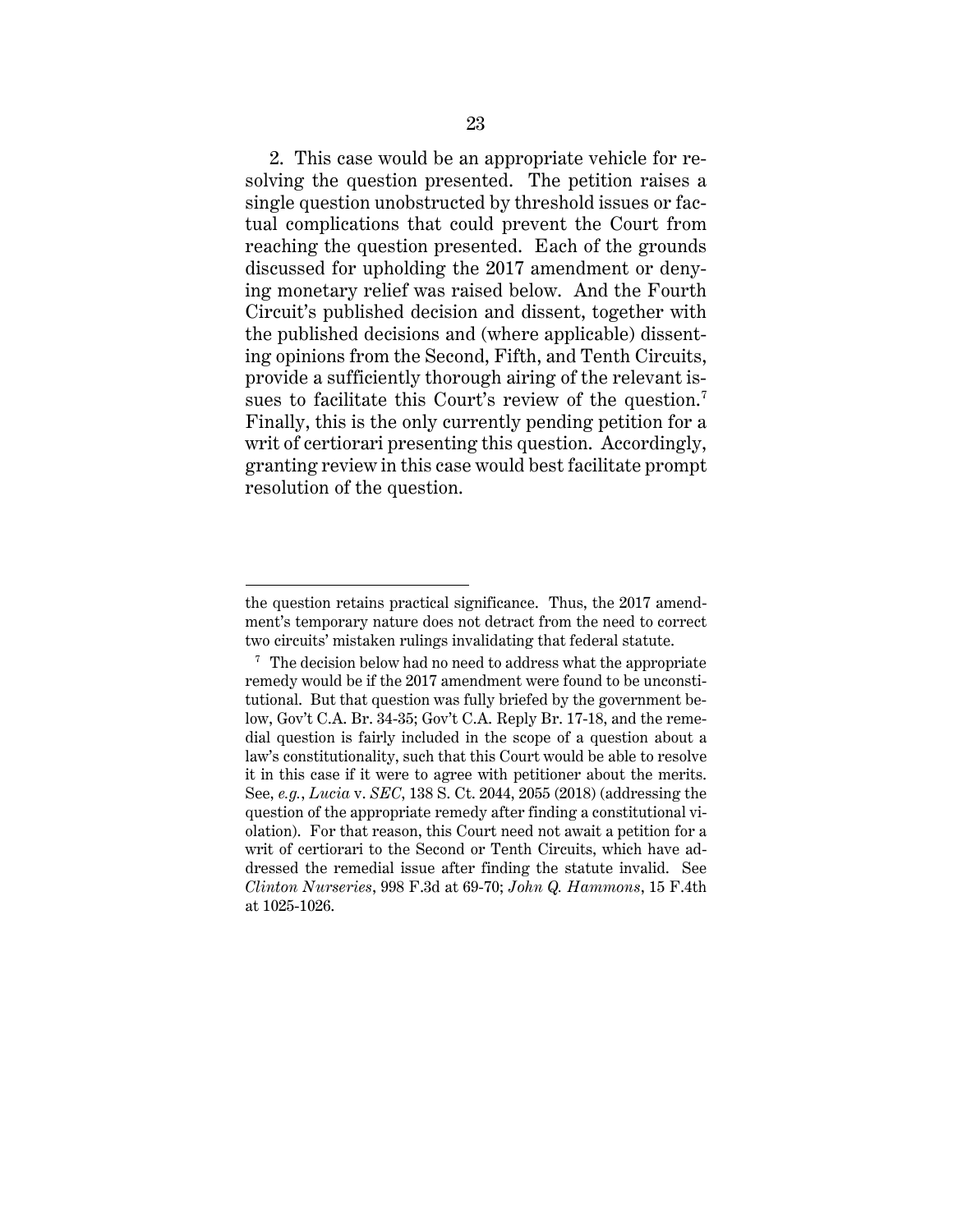2. This case would be an appropriate vehicle for resolving the question presented. The petition raises a single question unobstructed by threshold issues or factual complications that could prevent the Court from reaching the question presented. Each of the grounds discussed for upholding the 2017 amendment or denying monetary relief was raised below. And the Fourth Circuit's published decision and dissent, together with the published decisions and (where applicable) dissenting opinions from the Second, Fifth, and Tenth Circuits, provide a sufficiently thorough airing of the relevant issues to facilitate this Court's review of the question.[7] Finally, this is the only currently pending petition for a writ of certiorari presenting this question. Accordingly, granting review in this case would best facilitate prompt resolution of the question.

---

the question retains practical significance. Thus, the 2017 amendment's temporary nature does not detract from the need to correct two circuits' mistaken rulings invalidating that federal statute.

[7] The decision below had no need to address what the appropriate remedy would be if the 2017 amendment were found to be unconstitutional. But that question was fully briefed by the government below, Gov't C.A. Br. 34-35; Gov't C.A. Reply Br. 17-18, and the remedial question is fairly included in the scope of a question about a law's constitutionality, such that this Court would be able to resolve it in this case if it were to agree with petitioner about the merits. See, *e.g.*, *Lucia* v. *SEC*, 138 S. Ct. 2044, 2055 (2018) (addressing the question of the appropriate remedy after finding a constitutional violation). For that reason, this Court need not await a petition for a writ of certiorari to the Second or Tenth Circuits, which have addressed the remedial issue after finding the statute invalid. See *Clinton Nurseries*, 998 F.3d at 69-70; *John Q. Hammons*, 15 F.4th at 1025-1026.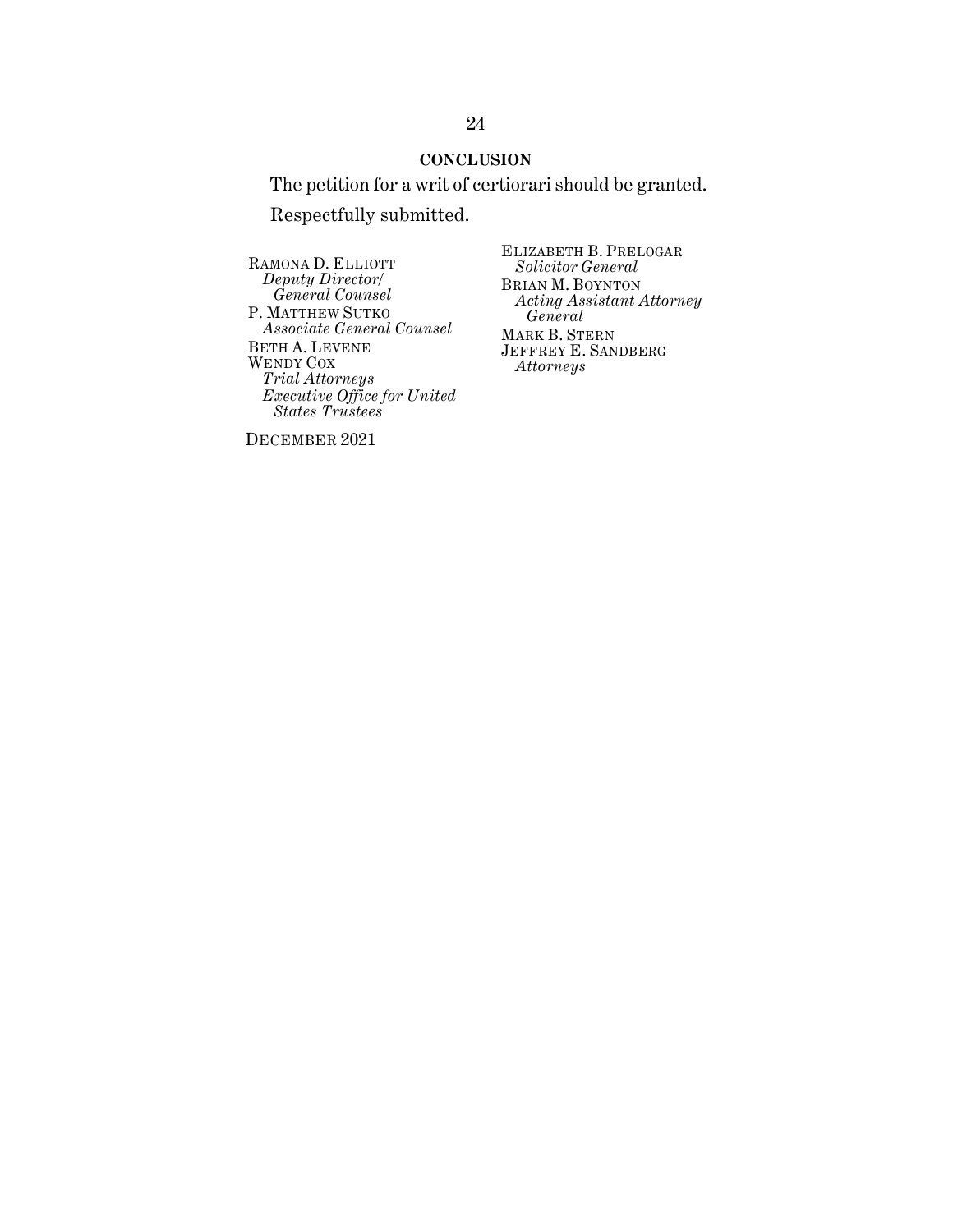## CONCLUSION

The petition for a writ of certiorari should be granted.

Respectfully submitted.

ELIZABETH B. PRELOGAR
*Solicitor General*
BRIAN M. BOYNTON
*Acting Assistant Attorney General*
MARK B. STERN
JEFFREY E. SANDBERG
*Attorneys*

RAMONA D. ELLIOTT
*Deputy Director/ General Counsel*
P. MATTHEW SUTKO
*Associate General Counsel*
BETH A. LEVENE
WENDY COX
*Trial Attorneys*
*Executive Office for United States Trustees*

DECEMBER 2021